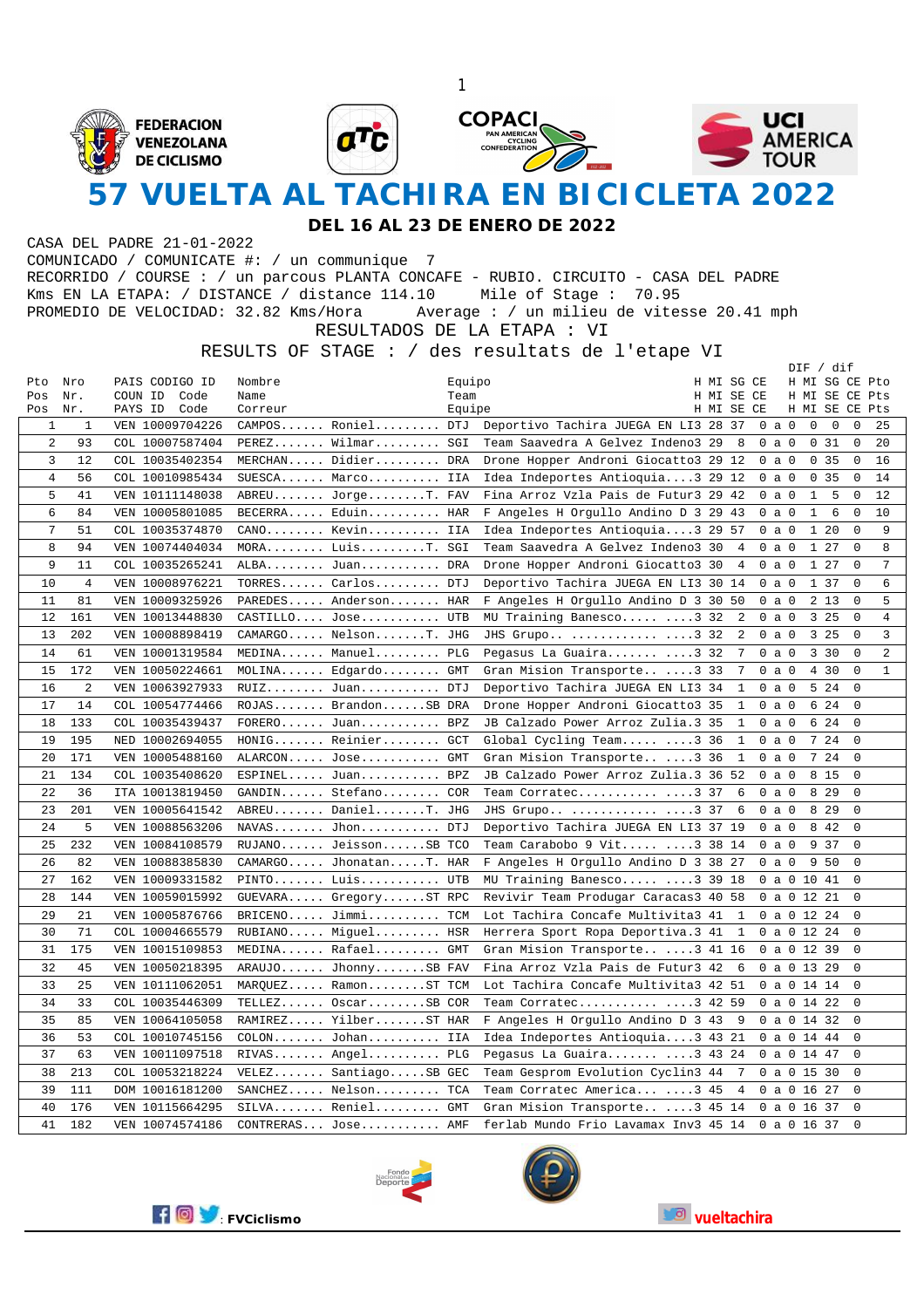FEDERACION VENEZOLANA DE CICLISMO

COPACI PAN AMERICAN CYCLING CONFEDERATION

UCI AMERICA TOUR

# 57 VUELTA AL TACHIRA EN BICICLETA 2022

## DEL 16 AL 23 DE ENERO DE 2022

CASA DEL PADRE 21-01-2022
COMUNICADO / COMUNICATE #: / un communique 7
RECORRIDO / COURSE : / un parcous PLANTA CONCAFE - RUBIO. CIRCUITO - CASA DEL PADRE
Kms EN LA ETAPA: / DISTANCE / distance 114.10 Mile of Stage : 70.95
PROMEDIO DE VELOCIDAD: 32.82 Kms/Hora Average : / un milieu de vitesse 20.41 mph

RESULTADOS DE LA ETAPA : VI

RESULTS OF STAGE : / des resultats de l'etape VI

| Pto<br>Pos<br>Pos | Nro<br>Nr.<br>Nr. | PAIS<br>COUN<br>PAYS | CODIGO ID<br>ID Code<br>ID Code | Nombre<br>Name<br>Correur | | Equipo<br>Team<br>Equipe | | H MI SG CE<br>H MI SE CE<br>H MI SE CE | DIF / dif<br>H MI SG CE<br>H MI SE CE<br>H MI SE CE | Pto<br>Pts<br>Pts |
|---|---|---|---|---|---|---|---|---|---|---|
| 1 | 1 | VEN | 10009704226 | CAMPOS...... Roniel......... | DTJ | Deportivo Tachira JUEGA EN LI | 3 28 37 | 0 a 0 | 0 0 0 | 25 |
| 2 | 93 | COL | 10007587404 | PEREZ....... Wilmar......... | SGI | Team Saavedra A Gelvez Indeno | 3 29 8 | 0 a 0 | 0 31 0 | 20 |
| 3 | 12 | COL | 10035402354 | MERCHAN..... Didier......... | DRA | Drone Hopper Androni Giocatto | 3 29 12 | 0 a 0 | 0 35 0 | 16 |
| 4 | 56 | COL | 10010985434 | SUESCA...... Marco.......... | IIA | Idea Indeportes Antioquia.... | 3 29 12 | 0 a 0 | 0 35 0 | 14 |
| 5 | 41 | VEN | 10111148038 | ABREU....... Jorge........T. | FAV | Fina Arroz Vzla Pais de Futur | 3 29 42 | 0 a 0 | 1 5 0 | 12 |
| 6 | 84 | VEN | 10005801085 | BECERRA..... Eduin.......... | HAR | F Angeles H Orgullo Andino D | 3 29 43 | 0 a 0 | 1 6 0 | 10 |
| 7 | 51 | COL | 10035374870 | CANO........ Kevin.......... | IIA | Idea Indeportes Antioquia.... | 3 29 57 | 0 a 0 | 1 20 0 | 9 |
| 8 | 94 | VEN | 10074404034 | MORA........ Luis.........T. | SGI | Team Saavedra A Gelvez Indeno | 3 30 4 | 0 a 0 | 1 27 0 | 8 |
| 9 | 11 | COL | 10035265241 | ALBA........ Juan........... | DRA | Drone Hopper Androni Giocatto | 3 30 4 | 0 a 0 | 1 27 0 | 7 |
| 10 | 4 | VEN | 10008976221 | TORRES...... Carlos......... | DTJ | Deportivo Tachira JUEGA EN LI | 3 30 14 | 0 a 0 | 1 37 0 | 6 |
| 11 | 81 | VEN | 10009325926 | PAREDES..... Anderson....... | HAR | F Angeles H Orgullo Andino D | 3 30 50 | 0 a 0 | 2 13 0 | 5 |
| 12 | 161 | VEN | 10013448830 | CASTILLO.... Jose........... | UTB | MU Training Banesco..... .... | 3 32 2 | 0 a 0 | 3 25 0 | 4 |
| 13 | 202 | VEN | 10008898419 | CAMARGO..... Nelson.......T. | JHG | JHS Grupo.. ............ .... | 3 32 2 | 0 a 0 | 3 25 0 | 3 |
| 14 | 61 | VEN | 10001319584 | MEDINA...... Manuel......... | PLG | Pegasus La Guaira........ .... | 3 32 7 | 0 a 0 | 3 30 0 | 2 |
| 15 | 172 | VEN | 10050224661 | MOLINA...... Edgardo........ | GMT | Gran Mision Transporte.. .... | 3 33 7 | 0 a 0 | 4 30 0 | 1 |
| 16 | 2 | VEN | 10063927933 | RUIZ........ Juan........... | DTJ | Deportivo Tachira JUEGA EN LI | 3 34 1 | 0 a 0 | 5 24 0 | |
| 17 | 14 | COL | 10054774466 | ROJAS....... Brandon......SB | DRA | Drone Hopper Androni Giocatto | 3 35 1 | 0 a 0 | 6 24 0 | |
| 18 | 133 | COL | 10035439437 | FORERO...... Juan........... | BPZ | JB Calzado Power Arroz Zulia. | 3 35 1 | 0 a 0 | 6 24 0 | |
| 19 | 195 | NED | 10062694055 | HONIG....... Reinier........ | GCT | Global Cycling Team..... .... | 3 36 1 | 0 a 0 | 7 24 0 | |
| 20 | 171 | VEN | 10005488160 | ALARCON..... Jose........... | GMT | Gran Mision Transporte.. .... | 3 36 1 | 0 a 0 | 7 24 0 | |
| 21 | 134 | COL | 10035408620 | ESPINEL..... Juan........... | BPZ | JB Calzado Power Arroz Zulia. | 3 36 52 | 0 a 0 | 8 15 0 | |
| 22 | 36 | ITA | 10013819450 | GANDIN...... Stefano........ | COR | Team Corratec........... .... | 3 37 6 | 0 a 0 | 8 29 0 | |
| 23 | 201 | VEN | 10005641542 | ABREU....... Daniel.......T. | JHG | JHS Grupo.. ............ .... | 3 37 6 | 0 a 0 | 8 29 0 | |
| 24 | 5 | VEN | 10088563206 | NAVAS....... Jhon........... | DTJ | Deportivo Tachira JUEGA EN LI | 3 37 19 | 0 a 0 | 8 42 0 | |
| 25 | 232 | VEN | 10084108579 | RUJANO...... Jeisson......SB | TCO | Team Carabobo 9 Vit..... .... | 3 38 14 | 0 a 0 | 9 37 0 | |
| 26 | 82 | VEN | 10088385830 | CAMARGO..... Jhonatan.....T. | HAR | F Angeles H Orgullo Andino D | 3 38 27 | 0 a 0 | 9 50 0 | |
| 27 | 162 | VEN | 10009331582 | PINTO....... Luis........... | UTB | MU Training Banesco..... .... | 3 39 18 | 0 a 0 | 10 41 0 | |
| 28 | 144 | VEN | 10059015992 | GUEVARA..... Gregory......ST | RPC | Revivir Team Produgar Caracas | 3 40 58 | 0 a 0 | 12 21 0 | |
| 29 | 21 | VEN | 10005876766 | BRICENO..... Jimmi.......... | TCM | Lot Tachira Concafe Multivita | 3 41 1 | 0 a 0 | 12 24 0 | |
| 30 | 71 | COL | 10004665579 | RUBIANO..... Miguel......... | HSR | Herrera Sport Ropa Deportiva. | 3 41 1 | 0 a 0 | 12 24 0 | |
| 31 | 175 | VEN | 10015109853 | MEDINA...... Rafael......... | GMT | Gran Mision Transporte.. .... | 3 41 16 | 0 a 0 | 12 39 0 | |
| 32 | 45 | VEN | 10050218395 | ARAUJO...... Jhonny.......SB | FAV | Fina Arroz Vzla Pais de Futur | 3 42 6 | 0 a 0 | 13 29 0 | |
| 33 | 25 | VEN | 10111062051 | PRIVAZ...... Ramon........ST | TCM | Lot Tachira Concafe Multivita | 3 42 51 | 0 a 0 | 14 14 0 | |
| 34 | 33 | COL | 10035446309 | TELLEZ...... Oscar........SB | COR | Team Corratec........... .... | 3 42 59 | 0 a 0 | 14 22 0 | |
| 35 | 85 | VEN | 10064105058 | RAMIREZ..... Yilber.......ST | HAR | F Angeles H Orgullo Andino D | 3 43 9 | 0 a 0 | 14 32 0 | |
| 36 | 53 | COL | 10010745156 | COLON....... Johan.......... | IIA | Idea Indeportes Antioquia.... | 3 43 21 | 0 a 0 | 14 44 0 | |
| 37 | 63 | VEN | 10011097518 | RIVAS....... Angel.......... | PLG | Pegasus La Guaira........ .... | 3 43 24 | 0 a 0 | 14 47 0 | |
| 38 | 213 | COL | 10053218224 | VELEZ....... Santiago.....SB | GEC | Team Gesprom Evolution Cyclin | 3 44 7 | 0 a 0 | 15 30 0 | |
| 39 | 111 | DOM | 10016181200 | SANCHEZ..... Nelson......... | TCA | Team Corratec America... .... | 3 45 4 | 0 a 0 | 16 27 0 | |
| 40 | 176 | VEN | 10115664295 | SILVA....... Reniel......... | GMT | Gran Mision Transporte.. .... | 3 45 14 | 0 a 0 | 16 37 0 | |
| 41 | 182 | VEN | 10074574186 | CONTRERAS... Jose........... | AMF | ferlab Mundo Frio Lavamax Inv | 3 45 14 | 0 a 0 | 16 37 0 | |

: FVCiclismo

vueltachira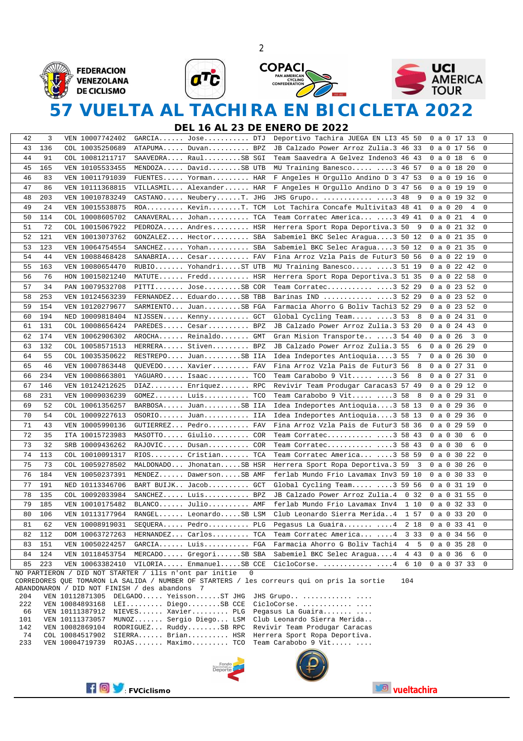# 57 VUELTA AL TACHIRA EN BICICLETA 2022

## DEL 16 AL 23 DE ENERO DE 2022

| | | | | | | | | | |
|---|---|---|---|---|---|---|---|---|---|
| 42 | 3 | VEN 10007742402 | GARCIA...... Jose.......... | DTJ | Deportivo Tachira JUEGA EN LI3 | 45 50 | 0 a 0 | 17 13 | 0 |
| 43 | 136 | COL 10035250689 | ATAPUMA..... Duvan.......... | BPZ | JB Calzado Power Arroz Zulia.3 | 46 33 | 0 a 0 | 17 56 | 0 |
| 44 | 91 | COL 10081211717 | SAAVEDRA.... Raul.........SB | SGI | Team Saavedra A Gelvez Indeno3 | 46 43 | 0 a 0 | 18 6 | 0 |
| 45 | 165 | VEN 10105533455 | MENDOZA..... David........SB | UTB | MU Training Banesco..... ....3 | 46 57 | 0 a 0 | 18 20 | 0 |
| 46 | 83 | VEN 10011791039 | FUENTES..... Yorman......... | HAR | F Angeles H Orgullo Andino D 3 | 47 53 | 0 a 0 | 19 16 | 0 |
| 47 | 86 | VEN 10111368815 | VILLASMIL... Alexander...... | HAR | F Angeles H Orgullo Andino D 3 | 47 56 | 0 a 0 | 19 19 | 0 |
| 48 | 203 | VEN 10010783249 | CASTANO..... Neubery......T. | JHG | JHS Grupo.. ............ ....3 | 48 9 | 0 a 0 | 19 32 | 0 |
| 49 | 24 | VEN 10015538875 | ROA......... Kevin........T. | TCM | Lot Tachira Concafe Multivita3 | 48 41 | 0 a 0 | 20 4 | 0 |
| 50 | 114 | COL 10008605702 | CANAVERAL... Johan.......... | TCA | Team Corratec America... ....3 | 49 41 | 0 a 0 | 21 4 | 0 |
| 51 | 72 | COL 10015067922 | PEDROZA..... Andres......... | HSR | Herrera Sport Ropa Deportiva.3 | 50 9 | 0 a 0 | 21 32 | 0 |
| 52 | 121 | VEN 10013073762 | GONZALEZ.... Hector......... | SBA | Sabemiel BKC Selec Aragua....3 | 50 12 | 0 a 0 | 21 35 | 0 |
| 53 | 123 | VEN 10064754554 | SANCHEZ..... Yohan.......... | SBA | Sabemiel BKC Selec Aragua....3 | 50 12 | 0 a 0 | 21 35 | 0 |
| 54 | 44 | VEN 10088468428 | SANABRIA.... Cesar.......... | FAV | Fina Arroz Vzla Pais de Futur3 | 50 56 | 0 a 0 | 22 19 | 0 |
| 55 | 163 | VEN 10080654470 | RUBIO....... Yohandri.....ST | UTB | MU Training Banesco..... ....3 | 51 19 | 0 a 0 | 22 42 | 0 |
| 56 | 76 | HON 10015021240 | MATUTE...... Fredd.......... | HSR | Herrera Sport Ropa Deportiva.3 | 51 35 | 0 a 0 | 22 58 | 0 |
| 57 | 34 | PAN 10079532708 | PITTI....... Jose.........SB | COR | Team Corratec........... ....3 | 52 29 | 0 a 0 | 23 52 | 0 |
| 58 | 253 | VEN 10124563239 | FERNANDEZ... Eduardo......SB | TBB | Barinas IND ............ ....3 | 52 29 | 0 a 0 | 23 52 | 0 |
| 59 | 154 | VEN 10120279677 | SARMIENTO... Juan.........SB | FGA | Farmacia Ahorro G Boliv Tachi3 | 52 29 | 0 a 0 | 23 52 | 0 |
| 60 | 194 | NED 10009818404 | NIJSSEN..... Kenny.......... | GCT | Global Cycling Team..... ....3 | 53 8 | 0 a 0 | 24 31 | 0 |
| 61 | 131 | COL 10008656424 | PAREDES..... Cesar.......... | BPZ | JB Calzado Power Arroz Zulia.3 | 53 20 | 0 a 0 | 24 43 | 0 |
| 62 | 174 | VEN 10062906302 | AROCHA...... Reinaldo....... | GMT | Gran Mision Transporte.. ....3 | 54 40 | 0 a 0 | 26 3 | 0 |
| 63 | 132 | COL 10058571513 | HERRERA..... Stiven......... | BPZ | JB Calzado Power Arroz Zulia.3 | 55 6 | 0 a 0 | 26 29 | 0 |
| 64 | 55 | COL 10035350622 | RESTREPO.... Juan.........SB | IIA | Idea Indeportes Antioquia....3 | 55 7 | 0 a 0 | 26 30 | 0 |
| 65 | 46 | VEN 10007863448 | QUEVEDO..... Xavier......... | FAV | Fina Arroz Vzla Pais de Futur3 | 56 8 | 0 a 0 | 27 31 | 0 |
| 66 | 234 | VEN 10008663801 | YAGUARO..... Isaac.......... | TCO | Team Carabobo 9 Vit..... ....3 | 56 8 | 0 a 0 | 27 31 | 0 |
| 67 | 146 | VEN 10124212625 | DIAZ........ Enriquez....... | RPC | Revivir Team Produgar Caracas3 | 57 49 | 0 a 0 | 29 12 | 0 |
| 68 | 231 | VEN 10009036239 | GOMEZ....... Luis........... | TCO | Team Carabobo 9 Vit..... ....3 | 58 8 | 0 a 0 | 29 31 | 0 |
| 69 | 52 | COL 10061356527 | BARBOSA..... Juan.........SB | IIA | Idea Indeportes Antioquia....3 | 58 13 | 0 a 0 | 29 36 | 0 |
| 70 | 54 | COL 10009227613 | OSORIO...... Juan........... | IIA | Idea Indeportes Antioquia....3 | 58 13 | 0 a 0 | 29 36 | 0 |
| 71 | 43 | VEN 10005990136 | GUTIERREZ... Pedro.......... | FAV | Fina Arroz Vzla Pais de Futur3 | 58 36 | 0 a 0 | 29 59 | 0 |
| 72 | 35 | ITA 10015723983 | MASOTTO..... Giulio......... | COR | Team Corratec........... ....3 | 58 43 | 0 a 0 | 30 6 | 0 |
| 73 | 32 | SRB 10009436262 | RAJOVIC..... Dusan.......... | COR | Team Corratec........... ....3 | 58 43 | 0 a 0 | 30 6 | 0 |
| 74 | 113 | COL 10010091317 | RIOS........ Cristian....... | TCA | Team Corratec America... ....3 | 58 59 | 0 a 0 | 30 22 | 0 |
| 75 | 73 | COL 10059278502 | MALDONADO... Jhonatan.....SB | HSR | Herrera Sport Ropa Deportiva.3 | 59 3 | 0 a 0 | 30 26 | 0 |
| 76 | 184 | VEN 10050237391 | MENDEZ...... Dawerson.....SB | AMF | ferlab Mundo Frio Lavamax Inv3 | 59 10 | 0 a 0 | 30 33 | 0 |
| 77 | 191 | NED 10113346706 | BART BUIJK.. Jacob.......... | GCT | Global Cycling Team..... ....3 | 59 56 | 0 a 0 | 31 19 | 0 |
| 78 | 135 | COL 10092033984 | SANCHEZ..... Luis........... | BPZ | JB Calzado Power Arroz Zulia.4 | 0 32 | 0 a 0 | 31 55 | 0 |
| 79 | 185 | VEN 10010175482 | BLANCO...... Julio.......... | AMF | ferlab Mundo Frio Lavamax Inv4 | 1 10 | 0 a 0 | 32 33 | 0 |
| 80 | 106 | VEN 10113177964 | RANGEL...... Leonardo.....SB | LSM | Club Leonardo Sierra Merida..4 | 1 57 | 0 a 0 | 33 20 | 0 |
| 81 | 62 | VEN 10008919031 | SEQUERA..... Pedro.......... | PLG | Pegasus La Guaira....... ....4 | 2 18 | 0 a 0 | 33 41 | 0 |
| 82 | 112 | DOM 10063727263 | HERNANDEZ... Carlos......... | TCA | Team Corratec America... ....4 | 3 33 | 0 a 0 | 34 56 | 0 |
| 83 | 151 | VEN 10050224257 | GARCIA...... Luis........... | FGA | Farmacia Ahorro G Boliv Tachi4 | 4 5 | 0 a 0 | 35 28 | 0 |
| 84 | 124 | VEN 10118453754 | MERCADO..... Gregori......SB | SBA | Sabemiel BKC Selec Aragua....4 | 4 43 | 0 a 0 | 36 6 | 0 |
| 85 | 223 | VEN 10063382410 | VILORIA..... Enmanuel.....SB | CCE | CicloCorse. ............ ....4 | 6 10 | 0 a 0 | 37 33 | 0 |

NO PARTIERON / DID NOT STARTER / ilis n'ont par initie 0

CORREDORES QUE TOMARON LA SALIDA / NUMBER OF STARTERS / les correurs qui on pris la sortie 104

ABANDONARON / DID NOT FINISH / des abandons 7

| | | | | |
|---|---|---|---|---|
| 204 | VEN 10112871305 | DELGADO..... Yeisson......ST | JHG | JHS Grupo.. ............ .... |
| 222 | VEN 10084893168 | LEI......... Diego........SB | CCE | CicloCorse. ............ .... |
| 66 | VEN 10111387912 | NIEVES...... Xavier......... | PLG | Pegasus La Guaira....... .... |
| 101 | VEN 10111373057 | MUNOZ....... Sergio Diego... | LSM | Club Leonardo Sierra Merida.. |
| 142 | VEN 10082869104 | RODRIGUEZ... Ruddy........SB | RPC | Revivir Team Produgar Caracas |
| 74 | COL 10084517902 | SIERRA...... Brian.......... | HSR | Herrera Sport Ropa Deportiva. |
| 233 | VEN 10004719739 | ROJAS....... Maximo......... | TCO | Team Carabobo 9 Vit..... .... |

: FVCiclismo

vueltachira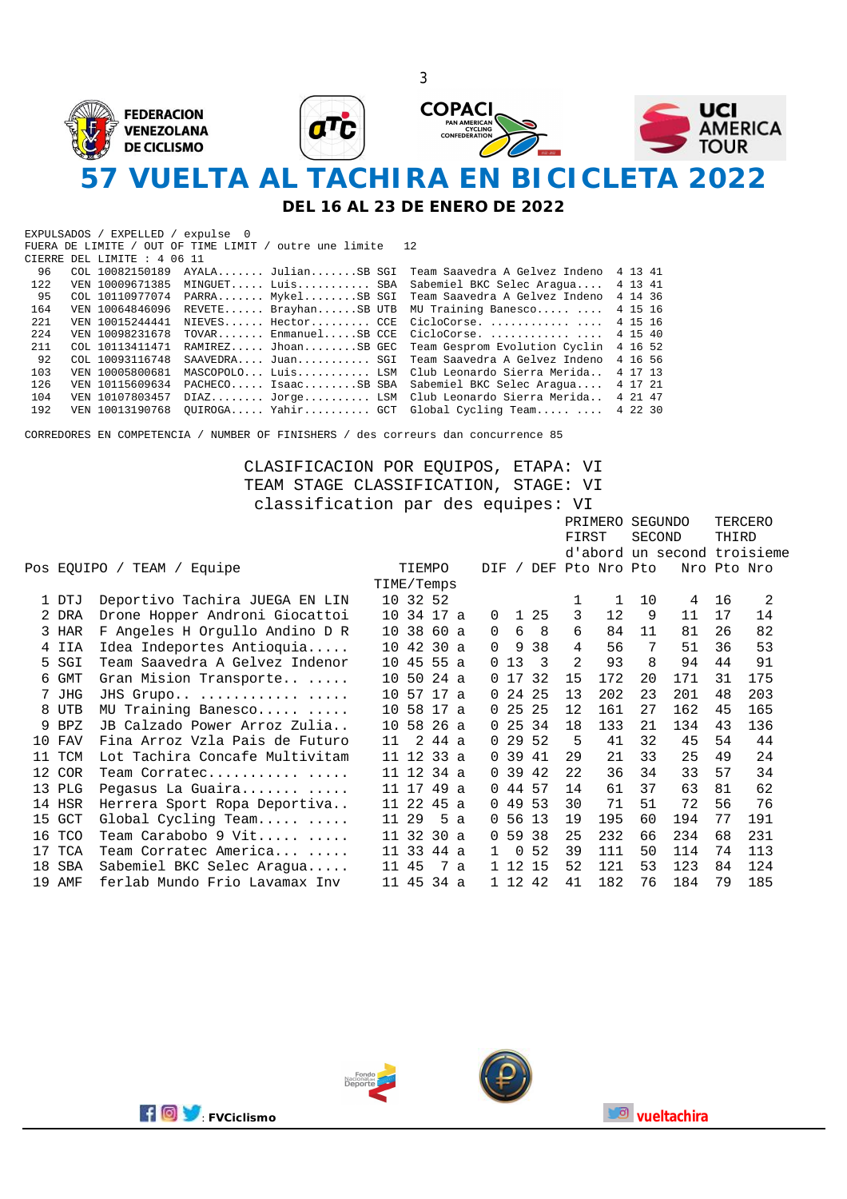# 57 VUELTA AL TACHIRA EN BICICLETA 2022

## DEL 16 AL 23 DE ENERO DE 2022

EXPULSADOS / EXPELLED / expulse 0
FUERA DE LIMITE / OUT OF TIME LIMIT / outre une limite 12
CIERRE DEL LIMITE : 4 06 11

| | | | | | | |
|---|---|---|---|---|---|---|
| 96 | COL 10082150189 | AYALA....... Julian.......SB | SGI | Team Saavedra A Gelvez Indeno | 4 13 41 |
| 122 | VEN 10009671385 | MINGUET..... Luis........... | SBA | Sabemiel BKC Selec Aragua.... | 4 13 41 |
| 95 | COL 10110977074 | PARRA....... Mykel........SB | SGI | Team Saavedra A Gelvez Indeno | 4 14 36 |
| 164 | VEN 10064846096 | REVETE...... Brayhan......SB | UTB | MU Training Banesco..... .... | 4 15 16 |
| 221 | VEN 10015244441 | NIEVES...... Hector......... | CCE | CicloCorse. ............ .... | 4 15 16 |
| 224 | VEN 10098231678 | TOVAR....... Enmanuel.....SB | CCE | CicloCorse. ............ .... | 4 15 40 |
| 211 | COL 10113411471 | RAMIREZ..... Jhoan........SB | GEC | Team Gesprom Evolution Cyclin | 4 16 52 |
| 92 | COL 10093116748 | SAAVEDRA.... Juan........... | SGI | Team Saavedra A Gelvez Indeno | 4 16 56 |
| 103 | VEN 10005800681 | MASCOPOLO... Luis........... | LSM | Club Leonardo Sierra Merida.. | 4 17 13 |
| 126 | VEN 10115609634 | PACHECO..... Isaac........SB | SBA | Sabemiel BKC Selec Aragua.... | 4 17 21 |
| 104 | VEN 10107803457 | DIAZ........ Jorge.......... | LSM | Club Leonardo Sierra Merida.. | 4 21 47 |
| 192 | VEN 10013190768 | QUIROGA..... Yahir.......... | GCT | Global Cycling Team..... .... | 4 22 30 |

CORREDORES EN COMPETENCIA / NUMBER OF FINISHERS / des correurs dan concurrence 85

### CLASIFICACION POR EQUIPOS, ETAPA: VI
### TEAM STAGE CLASSIFICATION, STAGE: VI
### classification par des equipes: VI

| Pos | EQUIPO / TEAM / Equipe | | TIEMPO TIME/Temps | DIF / DEF | PRIMERO FIRST d'abord Pto | Nro | SEGUNDO SECOND un second Pto | Nro | TERCERO THIRD troisieme Pto | Nro |
|---|---|---|---|---|---|---|---|---|---|---|
| 1 | DTJ | Deportivo Tachira JUEGA EN LIN | 10 32 52 | | 1 | 1 | 10 | 4 | 16 | 2 |
| 2 | DRA | Drone Hopper Androni Giocattoi | 10 34 17 a | 0 1 25 | 3 | 12 | 9 | 11 | 17 | 14 |
| 3 | HAR | F Angeles H Orgullo Andino D R | 10 38 60 a | 0 6 8 | 6 | 84 | 11 | 81 | 26 | 82 |
| 4 | IIA | Idea Indeportes Antioquia..... | 10 42 30 a | 0 9 38 | 4 | 56 | 7 | 51 | 36 | 53 |
| 5 | SGI | Team Saavedra A Gelvez Indenor | 10 45 55 a | 0 13 3 | 2 | 93 | 8 | 94 | 44 | 91 |
| 6 | GMT | Gran Mision Transporte.. ..... | 10 50 24 a | 0 17 32 | 15 | 172 | 20 | 171 | 31 | 175 |
| 7 | JHG | JHS Grupo.. ............ ..... | 10 57 17 a | 0 24 25 | 13 | 202 | 23 | 201 | 48 | 203 |
| 8 | UTB | MU Training Banesco..... ..... | 10 58 17 a | 0 25 25 | 12 | 161 | 27 | 162 | 45 | 165 |
| 9 | BPZ | JB Calzado Power Arroz Zulia.. | 10 58 26 a | 0 25 34 | 18 | 133 | 21 | 134 | 43 | 136 |
| 10 | FAV | Fina Arroz Vzla Pais de Futuro | 11 2 44 a | 0 29 52 | 5 | 41 | 32 | 45 | 54 | 44 |
| 11 | TCM | Lot Tachira Concafe Multivitam | 11 12 33 a | 0 39 41 | 29 | 21 | 33 | 25 | 49 | 24 |
| 12 | COR | Team Corratec........... ..... | 11 12 34 a | 0 39 42 | 22 | 36 | 34 | 33 | 57 | 34 |
| 13 | PLG | Pegasus La Guaira....... ..... | 11 17 49 a | 0 44 57 | 14 | 61 | 37 | 63 | 81 | 62 |
| 14 | HSR | Herrera Sport Ropa Deportiva.. | 11 22 45 a | 0 49 53 | 30 | 71 | 51 | 72 | 56 | 76 |
| 15 | GCT | Global Cycling Team..... ..... | 11 29 5 a | 0 56 13 | 19 | 195 | 60 | 194 | 77 | 191 |
| 16 | TCO | Team Carabobo 9 Vit..... ..... | 11 32 30 a | 0 59 38 | 25 | 232 | 66 | 234 | 68 | 231 |
| 17 | TCA | Team Corratec America... ..... | 11 33 44 a | 1 0 52 | 39 | 111 | 50 | 114 | 74 | 113 |
| 18 | SBA | Sabemiel BKC Selec Aragua..... | 11 45 7 a | 1 12 15 | 52 | 121 | 53 | 123 | 84 | 124 |
| 19 | AMF | ferlab Mundo Frio Lavamax Inv | 11 45 34 a | 1 12 42 | 41 | 182 | 76 | 184 | 79 | 185 |

FVCiclismo    vueltachira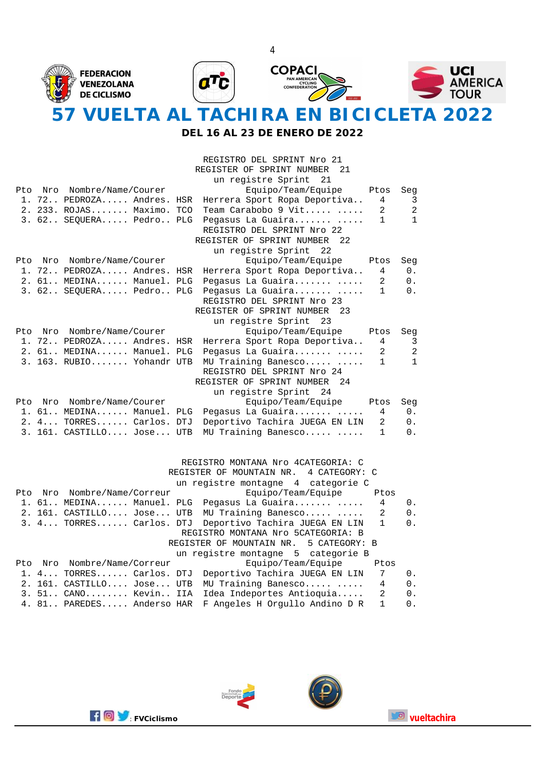FEDERACION VENEZOLANA DE CICLISMO

# 57 VUELTA AL TACHIRA EN BICICLETA 2022

## DEL 16 AL 23 DE ENERO DE 2022

REGISTRO DEL SPRINT Nro 21
REGISTER OF SPRINT NUMBER 21
un registre Sprint 21

| Pto | Nro | Nombre/Name/Courer | | | Equipo/Team/Equipe | Ptos | Seg |
|---|---|---|---|---|---|---|---|
| 1. | 72.. | PEDROZA..... | Andres. | HSR | Herrera Sport Ropa Deportiva.. | 4 | 3 |
| 2. | 233. | ROJAS....... | Maximo. | TCO | Team Carabobo 9 Vit..... ..... | 2 | 2 |
| 3. | 62.. | SEQUERA..... | Pedro.. | PLG | Pegasus La Guaira....... ..... | 1 | 1 |

REGISTRO DEL SPRINT Nro 22
REGISTER OF SPRINT NUMBER 22
un registre Sprint 22

| Pto | Nro | Nombre/Name/Courer | | | Equipo/Team/Equipe | Ptos | Seg |
|---|---|---|---|---|---|---|---|
| 1. | 72.. | PEDROZA..... | Andres. | HSR | Herrera Sport Ropa Deportiva.. | 4 | 0. |
| 2. | 61.. | MEDINA...... | Manuel. | PLG | Pegasus La Guaira....... ..... | 2 | 0. |
| 3. | 62.. | SEQUERA..... | Pedro.. | PLG | Pegasus La Guaira....... ..... | 1 | 0. |

REGISTRO DEL SPRINT Nro 23
REGISTER OF SPRINT NUMBER 23
un registre Sprint 23

| Pto | Nro | Nombre/Name/Courer | | | Equipo/Team/Equipe | Ptos | Seg |
|---|---|---|---|---|---|---|---|
| 1. | 72.. | PEDROZA..... | Andres. | HSR | Herrera Sport Ropa Deportiva.. | 4 | 3 |
| 2. | 61.. | MEDINA...... | Manuel. | PLG | Pegasus La Guaira....... ..... | 2 | 2 |
| 3. | 163. | RUBIO....... | Yohandr | UTB | MU Training Banesco..... ..... | 1 | 1 |

REGISTRO DEL SPRINT Nro 24
REGISTER OF SPRINT NUMBER 24
un registre Sprint 24

| Pto | Nro | Nombre/Name/Courer | | | Equipo/Team/Equipe | Ptos | Seg |
|---|---|---|---|---|---|---|---|
| 1. | 61.. | MEDINA...... | Manuel. | PLG | Pegasus La Guaira....... ..... | 4 | 0. |
| 2. | 4... | TORRES...... | Carlos. | DTJ | Deportivo Tachira JUEGA EN LIN | 2 | 0. |
| 3. | 161. | CASTILLO.... | Jose... | UTB | MU Training Banesco..... ..... | 1 | 0. |

REGISTRO MONTANA Nro 4CATEGORIA: C
REGISTER OF MOUNTAIN NR. 4 CATEGORY: C
un registre montagne 4 categorie C

| Pto | Nro | Nombre/Name/Correur | | | Equipo/Team/Equipe | Ptos | |
|---|---|---|---|---|---|---|---|
| 1. | 61.. | MEDINA...... | Manuel. | PLG | Pegasus La Guaira....... ..... | 4 | 0. |
| 2. | 161. | CASTILLO.... | Jose... | UTB | MU Training Banesco..... ..... | 2 | 0. |
| 3. | 4... | TORRES...... | Carlos. | DTJ | Deportivo Tachira JUEGA EN LIN | 1 | 0. |

REGISTRO MONTANA Nro 5CATEGORIA: B
REGISTER OF MOUNTAIN NR. 5 CATEGORY: B
un registre montagne 5 categorie B

| Pto | Nro | Nombre/Name/Correur | | | Equipo/Team/Equipe | Ptos | |
|---|---|---|---|---|---|---|---|
| 1. | 4... | TORRES...... | Carlos. | DTJ | Deportivo Tachira JUEGA EN LIN | 7 | 0. |
| 2. | 161. | CASTILLO.... | Jose... | UTB | MU Training Banesco..... ..... | 4 | 0. |
| 3. | 51.. | CANO........ | Kevin.. | IIA | Idea Indeportes Antioquia..... | 2 | 0. |
| 4. | 81.. | PAREDES..... | Anderso | HAR | F Angeles H Orgullo Andino D R | 1 | 0. |

: FVCiclismo

vueltachira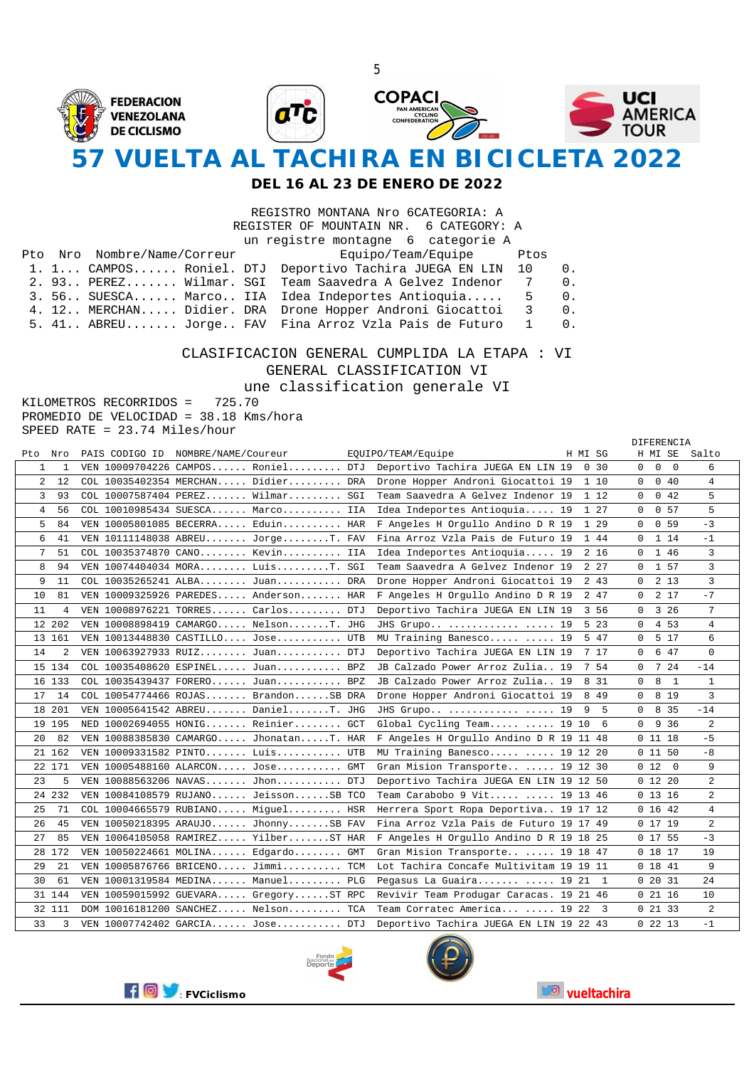FEDERACION VENEZOLANA DE CICLISMO

# 57 VUELTA AL TACHIRA EN BICICLETA 2022

## DEL 16 AL 23 DE ENERO DE 2022

REGISTRO MONTANA Nro 6CATEGORIA: A
REGISTER OF MOUNTAIN NR. 6 CATEGORY: A
un registre montagne 6 categorie A

| Pto | Nro | Nombre/Name/Correur | | Equipo/Team/Equipe | Ptos | |
|---|---|---|---|---|---|---|
| 1. | 1... | CAMPOS...... Roniel. | DTJ | Deportivo Tachira JUEGA EN LIN | 10 | 0. |
| 2. | 93.. | PEREZ....... Wilmar. | SGI | Team Saavedra A Gelvez Indenor | 7 | 0. |
| 3. | 56.. | SUESCA...... Marco.. | IIA | Idea Indeportes Antioquia..... | 5 | 0. |
| 4. | 12.. | MERCHAN..... Didier. | DRA | Drone Hopper Androni Giocattoi | 3 | 0. |
| 5. | 41.. | ABREU....... Jorge.. | FAV | Fina Arroz Vzla Pais de Futuro | 1 | 0. |

CLASIFICACION GENERAL CUMPLIDA LA ETAPA : VI
GENERAL CLASSIFICATION VI
une classification generale VI

KILOMETROS RECORRIDOS = 725.70
PROMEDIO DE VELOCIDAD = 38.18 Kms/hora
SPEED RATE = 23.74 Miles/hour

| Pto | Nro | PAIS | CODIGO ID | NOMBRE/NAME/Coureur | | EQUIPO/TEAM/Equipe | H | MI | SG | DIFERENCIA H | MI | SE | Salto |
|---|---|---|---|---|---|---|---|---|---|---|---|---|---|
| 1 | 1 | VEN | 10009704226 | CAMPOS...... Roniel......... | DTJ | Deportivo Tachira JUEGA EN LIN | 19 | 0 | 30 | 0 | 0 | 0 | 6 |
| 2 | 12 | COL | 10035402354 | MERCHAN..... Didier......... | DRA | Drone Hopper Androni Giocattoi | 19 | 1 | 10 | 0 | 0 | 40 | 4 |
| 3 | 93 | COL | 10007587404 | PEREZ....... Wilmar......... | SGI | Team Saavedra A Gelvez Indenor | 19 | 1 | 12 | 0 | 0 | 42 | 5 |
| 4 | 56 | COL | 10010985434 | SUESCA...... Marco.......... | IIA | Idea Indeportes Antioquia..... | 19 | 1 | 27 | 0 | 0 | 57 | 5 |
| 5 | 84 | VEN | 10005801085 | BECERRA..... Eduin.......... | HAR | F Angeles H Orgullo Andino D R | 19 | 1 | 29 | 0 | 0 | 59 | -3 |
| 6 | 41 | VEN | 10111148038 | ABREU....... Jorge.........T. | FAV | Fina Arroz Vzla Pais de Futuro | 19 | 1 | 44 | 0 | 1 | 14 | -1 |
| 7 | 51 | COL | 10035374870 | CANO........ Kevin.......... | IIA | Idea Indeportes Antioquia..... | 19 | 2 | 16 | 0 | 1 | 46 | 3 |
| 8 | 94 | VEN | 10074404034 | MORA........ Luis.........T. | SGI | Team Saavedra A Gelvez Indenor | 19 | 2 | 27 | 0 | 1 | 57 | 3 |
| 9 | 11 | COL | 10035265241 | ALBA........ Juan........... | DRA | Drone Hopper Androni Giocattoi | 19 | 2 | 43 | 0 | 2 | 13 | 3 |
| 10 | 81 | VEN | 10009325926 | PAREDES..... Anderson....... | HAR | F Angeles H Orgullo Andino D R | 19 | 2 | 47 | 0 | 2 | 17 | -7 |
| 11 | 4 | VEN | 10008976221 | TORRES...... Carlos......... | DTJ | Deportivo Tachira JUEGA EN LIN | 19 | 3 | 56 | 0 | 3 | 26 | 7 |
| 12 | 202 | VEN | 10008898419 | CAMARGO..... Nelson.......T. | JHG | JHS Grupo.. ............ ..... | 19 | 5 | 23 | 0 | 4 | 53 | 4 |
| 13 | 161 | VEN | 10013448830 | CASTILLO.... Jose........... | UTB | MU Training Banesco..... ..... | 19 | 5 | 47 | 0 | 5 | 17 | 6 |
| 14 | 2 | VEN | 10063927933 | RUIZ........ Juan........... | DTJ | Deportivo Tachira JUEGA EN LIN | 19 | 7 | 17 | 0 | 6 | 47 | 0 |
| 15 | 134 | COL | 10035408620 | ESPINEL..... Juan........... | BPZ | JB Calzado Power Arroz Zulia.. | 19 | 7 | 54 | 0 | 7 | 24 | -14 |
| 16 | 133 | COL | 10035439437 | FORERO...... Juan........... | BPZ | JB Calzado Power Arroz Zulia.. | 19 | 8 | 31 | 0 | 8 | 1 | 1 |
| 17 | 14 | COL | 10054774466 | ROJAS....... Brandon......SB | DRA | Drone Hopper Androni Giocattoi | 19 | 8 | 49 | 0 | 8 | 19 | 3 |
| 18 | 201 | VEN | 10005641542 | ABREU....... Daniel.......T. | JHG | JHS Grupo.. ............ ..... | 19 | 9 | 5 | 0 | 8 | 35 | -14 |
| 19 | 195 | NED | 10002694055 | HONIG....... Reinier........ | GCT | Global Cycling Team..... ..... | 19 | 10 | 6 | 0 | 9 | 36 | 2 |
| 20 | 82 | VEN | 10088385830 | CAMARGO..... Jhonatan.....T. | HAR | F Angeles H Orgullo Andino D R | 19 | 11 | 48 | 0 | 11 | 18 | -5 |
| 21 | 162 | VEN | 10009331582 | PINTO....... Luis........... | UTB | MU Training Banesco..... ..... | 19 | 12 | 20 | 0 | 11 | 50 | -8 |
| 22 | 171 | VEN | 10005488160 | ALARCON..... Jose........... | GMT | Gran Mision Transporte.. ..... | 19 | 12 | 30 | 0 | 12 | 0 | 9 |
| 23 | 5 | VEN | 10088563206 | NAVAS....... Jhon........... | DTJ | Deportivo Tachira JUEGA EN LIN | 19 | 12 | 50 | 0 | 12 | 20 | 2 |
| 24 | 232 | VEN | 10084108579 | RUJANO...... Jeisson......SB | TCO | Team Carabobo 9 Vit..... ..... | 19 | 13 | 46 | 0 | 13 | 16 | 2 |
| 25 | 71 | COL | 10004665579 | RUBIANO..... Miguel......... | HSR | Herrera Sport Ropa Deportiva.. | 19 | 17 | 12 | 0 | 16 | 42 | 4 |
| 26 | 45 | VEN | 10050218395 | ARAUJO...... Jhonny.......SB | FAV | Fina Arroz Vzla Pais de Futuro | 19 | 17 | 49 | 0 | 17 | 19 | 2 |
| 27 | 85 | VEN | 10064105058 | RAMIREZ..... Yilber.......ST | HAR | F Angeles H Orgullo Andino D R | 19 | 18 | 25 | 0 | 17 | 55 | -3 |
| 28 | 172 | VEN | 10050224661 | MOLINA...... Edgardo........ | GMT | Gran Mision Transporte.. ..... | 19 | 18 | 47 | 0 | 18 | 17 | 19 |
| 29 | 21 | VEN | 10005876766 | BRICENO..... Jimmi.......... | TCM | Lot Tachira Concafe Multivitam | 19 | 19 | 11 | 0 | 18 | 41 | 9 |
| 30 | 61 | VEN | 10001319584 | MEDINA...... Manuel......... | PLG | Pegasus La Guaira....... ..... | 19 | 21 | 1 | 0 | 20 | 31 | 24 |
| 31 | 144 | VEN | 10059015992 | GUEVARA..... Gregory......ST | RPC | Revivir Team Produgar Caracas. | 19 | 21 | 46 | 0 | 21 | 16 | 10 |
| 32 | 111 | DOM | 10016181200 | SANCHEZ..... Nelson......... | TCA | Team Corratec America... ..... | 19 | 22 | 3 | 0 | 21 | 33 | 2 |
| 33 | 3 | VEN | 10007742402 | GARCIA...... Jose........... | DTJ | Deportivo Tachira JUEGA EN LIN | 19 | 22 | 43 | 0 | 22 | 13 | -1 |

: FVCiclismo

vueltachira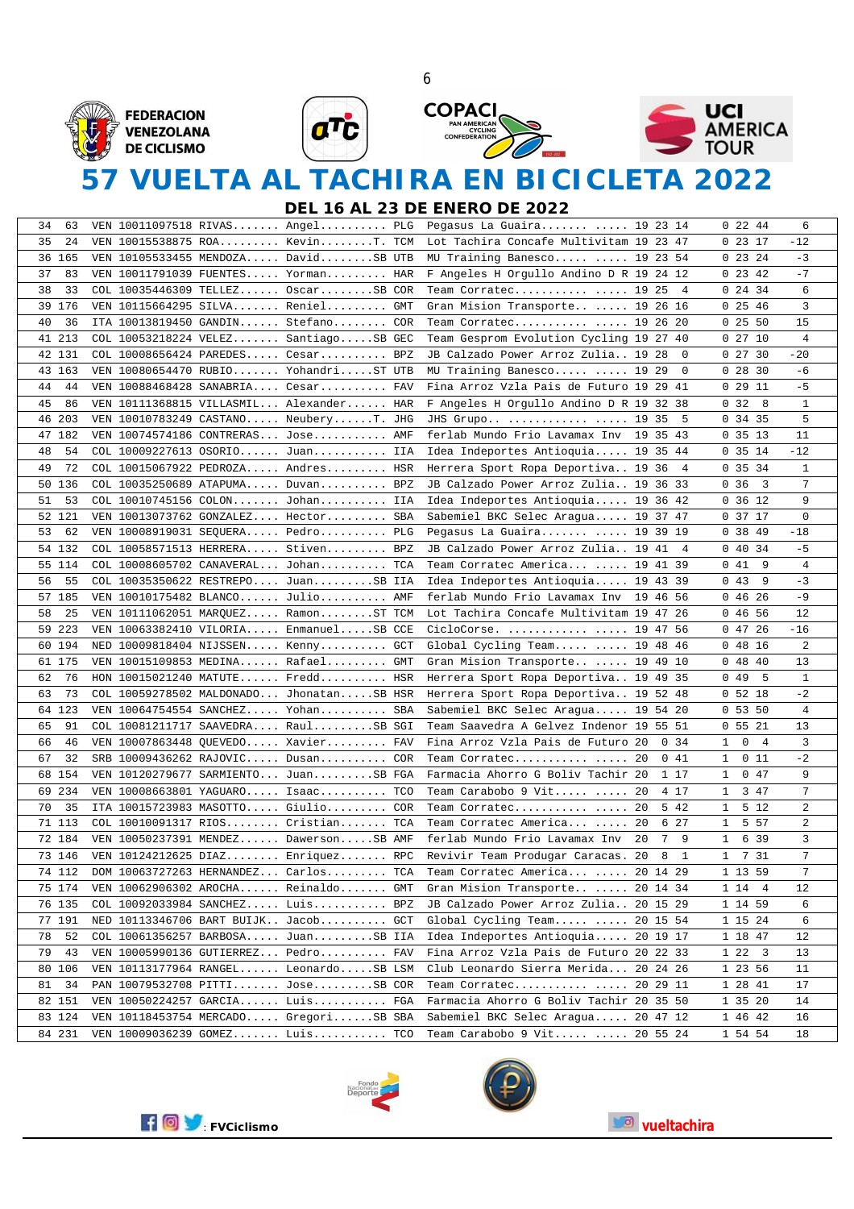# 57 VUELTA AL TACHIRA EN BICICLETA 2022

## DEL 16 AL 23 DE ENERO DE 2022

| Pos | Dorsal | País | UCI ID | Nombre | Cat. | Equipo | Cód. | Equipo | Tiempo | Dif. | +/- |
|---|---|---|---|---|---|---|---|---|---|---|---|
| 34 | 63 | VEN | 10011097518 | RIVAS....... Angel.......... |  | PLG | Pegasus La Guaira....... ..... | 19 23 14 | 0 22 44 | 6 |
| 35 | 24 | VEN | 10015538875 | ROA......... Kevin........ | T. | TCM | Lot Tachira Concafe Multivitam | 19 23 47 | 0 23 17 | -12 |
| 36 | 165 | VEN | 10105533455 | MENDOZA..... David........ | SB | UTB | MU Training Banesco..... ..... | 19 23 54 | 0 23 24 | -3 |
| 37 | 83 | VEN | 10011791039 | FUENTES..... Yorman......... |  | HAR | F Angeles H Orgullo Andino D R | 19 24 12 | 0 23 42 | -7 |
| 38 | 33 | COL | 10035446309 | TELLEZ...... Oscar........ | SB | COR | Team Corratec........... ..... | 19 25 4 | 0 24 34 | 6 |
| 39 | 176 | VEN | 10115664295 | SILVA....... Reniel......... |  | GMT | Gran Mision Transporte.. ..... | 19 26 16 | 0 25 46 | 3 |
| 40 | 36 | ITA | 10013819450 | GANDIN...... Stefano........ |  | COR | Team Corratec........... ..... | 19 26 20 | 0 25 50 | 15 |
| 41 | 213 | COL | 10053218224 | VELEZ....... Santiago...... | SB | GEC | Team Gesprom Evolution Cycling | 19 27 40 | 0 27 10 | 4 |
| 42 | 131 | COL | 10008656424 | PAREDES..... Cesar.......... |  | BPZ | JB Calzado Power Arroz Zulia.. | 19 28 0 | 0 27 30 | -20 |
| 43 | 163 | VEN | 10080654470 | RUBIO....... Yohandri..... | ST | UTB | MU Training Banesco..... ..... | 19 29 0 | 0 28 30 | -6 |
| 44 | 44 | VEN | 10088468428 | SANABRIA.... Cesar.......... |  | FAV | Fina Arroz Vzla Pais de Futuro | 19 29 41 | 0 29 11 | -5 |
| 45 | 86 | VEN | 10111368815 | VILLASMIL... Alexander...... |  | HAR | F Angeles H Orgullo Andino D R | 19 32 38 | 0 32 8 | 1 |
| 46 | 203 | VEN | 10010783249 | CASTANO..... Neubery...... | T. | JHG | JHS Grupo.. ............ ..... | 19 35 5 | 0 34 35 | 5 |
| 47 | 182 | VEN | 10074574186 | CONTRERAS... Jose........... |  | AMF | ferlab Mundo Frio Lavamax Inv | 19 35 43 | 0 35 13 | 11 |
| 48 | 54 | COL | 10009227613 | OSORIO...... Juan........... |  | IIA | Idea Indeportes Antioquia..... | 19 35 44 | 0 35 14 | -12 |
| 49 | 72 | COL | 10015067922 | PEDROZA..... Andres......... |  | HSR | Herrera Sport Ropa Deportiva.. | 19 36 4 | 0 35 34 | 1 |
| 50 | 136 | COL | 10035250689 | ATAPUMA..... Duvan.......... |  | BPZ | JB Calzado Power Arroz Zulia.. | 19 36 33 | 0 36 3 | 7 |
| 51 | 53 | COL | 10010745156 | COLON....... Johan.......... |  | IIA | Idea Indeportes Antioquia..... | 19 36 42 | 0 36 12 | 9 |
| 52 | 121 | VEN | 10013073762 | GONZALEZ.... Hector......... |  | SBA | Sabemiel BKC Selec Aragua..... | 19 37 47 | 0 37 17 | 0 |
| 53 | 62 | VEN | 10008919031 | SEQUERA..... Pedro.......... |  | PLG | Pegasus La Guaira....... ..... | 19 39 19 | 0 38 49 | -18 |
| 54 | 132 | COL | 10058571513 | HERRERA..... Stiven......... |  | BPZ | JB Calzado Power Arroz Zulia.. | 19 41 4 | 0 40 34 | -5 |
| 55 | 114 | COL | 10008605702 | CANAVERAL... Johan.......... |  | TCA | Team Corratec America... ..... | 19 41 39 | 0 41 9 | 4 |
| 56 | 55 | COL | 10035350622 | RESTREPO.... Juan......... | SB | IIA | Idea Indeportes Antioquia..... | 19 43 39 | 0 43 9 | -3 |
| 57 | 185 | VEN | 10010175482 | BLANCO...... Julio.......... |  | AMF | ferlab Mundo Frio Lavamax Inv | 19 46 56 | 0 46 26 | -9 |
| 58 | 25 | VEN | 10111062051 | MARQUEZ..... Ramon........ | ST | TCM | Lot Tachira Concafe Multivitam | 19 47 26 | 0 46 56 | 12 |
| 59 | 223 | VEN | 10063382410 | VILORIA..... Enmanuel..... | SB | CCE | CicloCorse. ............ ..... | 19 47 56 | 0 47 26 | -16 |
| 60 | 194 | NED | 10009818404 | NIJSSEN..... Kenny.......... |  | GCT | Global Cycling Team..... ..... | 19 48 46 | 0 48 16 | 2 |
| 61 | 175 | VEN | 10015109853 | MEDINA...... Rafael......... |  | GMT | Gran Mision Transporte.. ..... | 19 49 10 | 0 48 40 | 13 |
| 62 | 76 | HON | 10015021240 | MATUTE...... Fredd.......... |  | HSR | Herrera Sport Ropa Deportiva.. | 19 49 35 | 0 49 5 | 1 |
| 63 | 73 | COL | 10059278502 | MALDONADO... Jhonatan..... | SB | HSR | Herrera Sport Ropa Deportiva.. | 19 52 48 | 0 52 18 | -2 |
| 64 | 123 | VEN | 10064754554 | SANCHEZ..... Yohan.......... |  | SBA | Sabemiel BKC Selec Aragua..... | 19 54 20 | 0 53 50 | 4 |
| 65 | 91 | COL | 10081211717 | SAAVEDRA.... Raul......... | SB | SGI | Team Saavedra A Gelvez Indenor | 19 55 51 | 0 55 21 | 13 |
| 66 | 46 | VEN | 10007863448 | QUEVEDO..... Xavier......... |  | FAV | Fina Arroz Vzla Pais de Futuro | 20 0 34 | 1 0 4 | 3 |
| 67 | 32 | SRB | 10009436262 | RAJOVIC..... Dusan.......... |  | COR | Team Corratec........... ..... | 20 0 41 | 1 0 11 | -2 |
| 68 | 154 | VEN | 10120279677 | SARMIENTO... Juan......... | SB | FGA | Farmacia Ahorro G Boliv Tachir | 20 1 17 | 1 0 47 | 9 |
| 69 | 234 | VEN | 10008663801 | YAGUARO..... Isaac.......... |  | TCO | Team Carabobo 9 Vit..... ..... | 20 4 17 | 1 3 47 | 7 |
| 70 | 35 | ITA | 10015723983 | MASOTTO..... Giulio......... |  | COR | Team Corratec........... ..... | 20 5 42 | 1 5 12 | 2 |
| 71 | 113 | COL | 10010091317 | RIOS........ Cristian....... |  | TCA | Team Corratec America... ..... | 20 6 27 | 1 5 57 | 2 |
| 72 | 184 | VEN | 10050237391 | MENDEZ...... Dawerson..... | SB | AMF | ferlab Mundo Frio Lavamax Inv | 20 7 9 | 1 6 39 | 3 |
| 73 | 146 | VEN | 10124212625 | DIAZ........ Enriquez....... |  | RPC | Revivir Team Produgar Caracas. | 20 8 1 | 1 7 31 | 7 |
| 74 | 112 | DOM | 10063727263 | HERNANDEZ... Carlos......... |  | TCA | Team Corratec America... ..... | 20 14 29 | 1 13 59 | 7 |
| 75 | 174 | VEN | 10062906302 | AROCHA...... Reinaldo....... |  | GMT | Gran Mision Transporte.. ..... | 20 14 34 | 1 14 4 | 12 |
| 76 | 135 | COL | 10092033984 | SANCHEZ..... Luis........... |  | BPZ | JB Calzado Power Arroz Zulia.. | 20 15 29 | 1 14 59 | 6 |
| 77 | 191 | NED | 10113346706 | BART BUIJK.. Jacob.......... |  | GCT | Global Cycling Team..... ..... | 20 15 54 | 1 15 24 | 6 |
| 78 | 52 | COL | 10061356257 | BARBOSA..... Juan......... | SB | IIA | Idea Indeportes Antioquia..... | 20 19 17 | 1 18 47 | 12 |
| 79 | 43 | VEN | 10005990136 | GUTIERREZ... Pedro.......... |  | FAV | Fina Arroz Vzla Pais de Futuro | 20 22 33 | 1 22 3 | 13 |
| 80 | 106 | VEN | 10113177964 | RANGEL...... Leonardo..... | SB | LSM | Club Leonardo Sierra Merida... | 20 24 26 | 1 23 56 | 11 |
| 81 | 34 | PAN | 10079532708 | PITTI....... Jose......... | SB | COR | Team Corratec........... ..... | 20 29 11 | 1 28 41 | 17 |
| 82 | 151 | VEN | 10050224257 | GARCIA...... Luis........... |  | FGA | Farmacia Ahorro G Boliv Tachir | 20 35 50 | 1 35 20 | 14 |
| 83 | 124 | VEN | 10118453754 | MERCADO..... Gregori...... | SB | SBA | Sabemiel BKC Selec Aragua..... | 20 47 12 | 1 46 42 | 16 |
| 84 | 231 | VEN | 10009036239 | GOMEZ....... Luis........... |  | TCO | Team Carabobo 9 Vit..... ..... | 20 55 24 | 1 54 54 | 18 |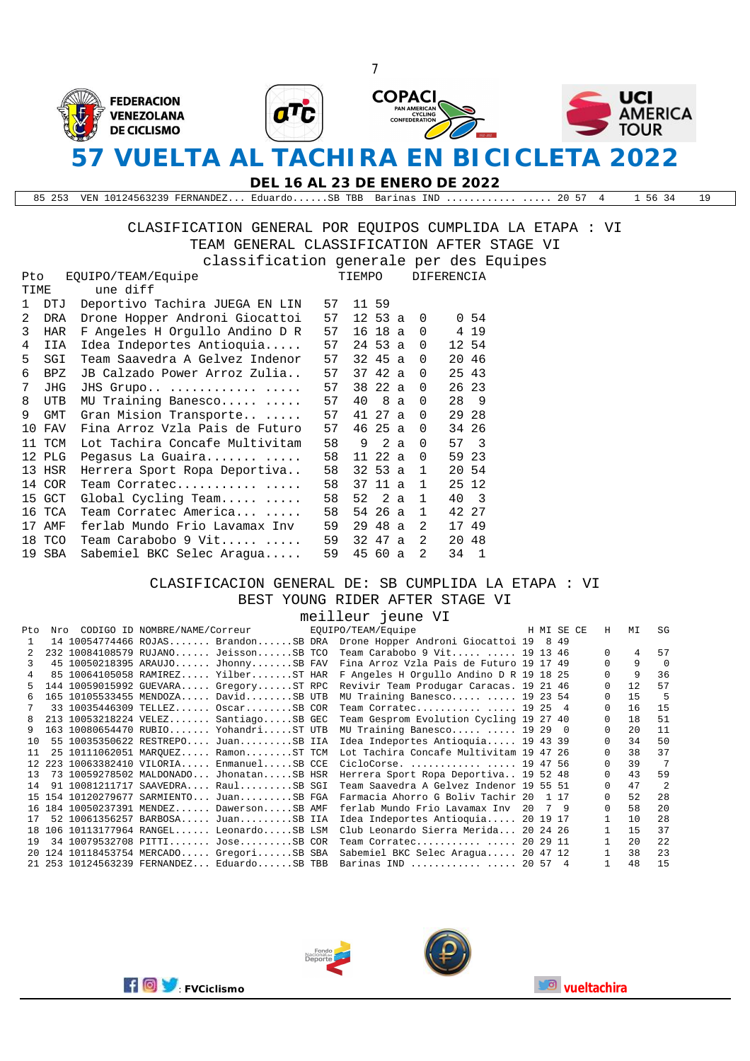# 57 VUELTA AL TACHIRA EN BICICLETA 2022

**DEL 16 AL 23 DE ENERO DE 2022**

| 85 | 253 | VEN 10124563239 FERNANDEZ... Eduardo......SB TBB | Barinas IND ............ ..... | 20 57 4 | 1 56 34 | 19 |
|---|---|---|---|---|---|---|

## CLASIFICACION GENERAL POR EQUIPOS CUMPLIDA LA ETAPA : VI
## TEAM GENERAL CLASSIFICATION AFTER STAGE VI
## classification generale per des Equipes

| Pto | EQUIPO/TEAM/Equipe | TIEMPO | DIFERENCIA |
|---|---|---|---|
| 1 | DTJ Deportivo Tachira JUEGA EN LIN | 57 11 59 | |
| 2 | DRA Drone Hopper Androni Giocattoi | 57 12 53 a | 0 0 54 |
| 3 | HAR F Angeles H Orgullo Andino D R | 57 16 18 a | 0 4 19 |
| 4 | IIA Idea Indeportes Antioquia..... | 57 24 53 a | 0 12 54 |
| 5 | SGI Team Saavedra A Gelvez Indenor | 57 32 45 a | 0 20 46 |
| 6 | BPZ JB Calzado Power Arroz Zulia.. | 57 37 42 a | 0 25 43 |
| 7 | JHG JHS Grupo.. ............ ..... | 57 38 22 a | 0 26 23 |
| 8 | UTB MU Training Banesco..... ..... | 57 40 8 a | 0 28 9 |
| 9 | GMT Gran Mision Transporte.. ..... | 57 41 27 a | 0 29 28 |
| 10 | FAV Fina Arroz Vzla Pais de Futuro | 57 46 25 a | 0 34 26 |
| 11 | TCM Lot Tachira Concafe Multivitam | 58 9 2 a | 0 57 3 |
| 12 | PLG Pegasus La Guaira....... ..... | 58 11 22 a | 0 59 23 |
| 13 | HSR Herrera Sport Ropa Deportiva.. | 58 32 53 a | 1 20 54 |
| 14 | COR Team Corratec........... ..... | 58 37 11 a | 1 25 12 |
| 15 | GCT Global Cycling Team..... ..... | 58 52 2 a | 1 40 3 |
| 16 | TCA Team Corratec America... ..... | 58 54 26 a | 1 42 27 |
| 17 | AMF ferlab Mundo Frio Lavamax Inv | 59 29 48 a | 2 17 49 |
| 18 | TCO Team Carabobo 9 Vit..... ..... | 59 32 47 a | 2 20 48 |
| 19 | SBA Sabemiel BKC Selec Aragua..... | 59 45 60 a | 2 34 1 |

## CLASIFICACION GENERAL DE: SB CUMPLIDA LA ETAPA : VI
## BEST YOUNG RIDER AFTER STAGE VI
## meilleur jeune VI

| Pto | Nro | CODIGO ID | NOMBRE/NAME/Correur | EQUIPO/TEAM/Equipe | H MI SE CE | H | MI | SG |
|---|---|---|---|---|---|---|---|---|
| 1 | 14 | 10054774466 | ROJAS....... Brandon......SB DRA | Drone Hopper Androni Giocattoi | 19 8 49 | | | |
| 2 | 232 | 10084108579 | RUJANO...... Jeisson......SB TCO | Team Carabobo 9 Vit..... ..... | 19 13 46 | 0 | 4 | 57 |
| 3 | 45 | 10050218395 | ARAUJO...... Jhonny.......SB FAV | Fina Arroz Vzla Pais de Futuro | 19 17 49 | 0 | 9 | 0 |
| 4 | 85 | 10064105058 | RAMIREZ..... Yilber.......ST HAR | F Angeles H Orgullo Andino D R | 19 18 25 | 0 | 9 | 36 |
| 5 | 144 | 10059015992 | GUEVARA..... Gregory......ST RPC | Revivir Team Produgar Caracas. | 19 21 46 | 0 | 12 | 57 |
| 6 | 165 | 10105533455 | MENDOZA..... David........SB UTB | MU Training Banesco..... ..... | 19 23 54 | 0 | 15 | 5 |
| 7 | 33 | 10035446309 | TELLEZ...... Oscar........SB COR | Team Corratec........... ..... | 19 25 4 | 0 | 16 | 15 |
| 8 | 213 | 10053218224 | VELEZ....... Santiago.....SB GEC | Team Gesprom Evolution Cycling | 19 27 40 | 0 | 18 | 51 |
| 9 | 163 | 10080654470 | RUBIO....... Yohandri.....ST UTB | MU Training Banesco..... ..... | 19 29 0 | 0 | 20 | 11 |
| 10 | 55 | 10035350622 | RESTREPO.... Juan.........SB IIA | Idea Indeportes Antioquia..... | 19 43 39 | 0 | 34 | 50 |
| 11 | 25 | 10111062051 | MARQUEZ..... Ramon........ST TCM | Lot Tachira Concafe Multivitam | 19 47 26 | 0 | 38 | 37 |
| 12 | 223 | 10063382410 | VILORIA..... Enmanuel.....SB CCE | CicloCorse. ............ ..... | 19 47 56 | 0 | 39 | 7 |
| 13 | 73 | 10059278502 | MALDONADO... Jhonatan.....SB HSR | Herrera Sport Ropa Deportiva.. | 19 52 48 | 0 | 43 | 59 |
| 14 | 91 | 10081211717 | SAAVEDRA.... Raul.........SB SGI | Team Saavedra A Gelvez Indenor | 19 55 51 | 0 | 47 | 2 |
| 15 | 154 | 10120279677 | SARMIENTO... Juan.........SB FGA | Farmacia Ahorro G Boliv Tachir | 20 1 17 | 0 | 52 | 28 |
| 16 | 184 | 10050237391 | MENDEZ...... Dawerson.....SB AMF | ferlab Mundo Frio Lavamax Inv | 20 7 9 | 0 | 58 | 20 |
| 17 | 52 | 10061356257 | BARBOSA..... Juan.........SB IIA | Idea Indeportes Antioquia..... | 20 19 17 | 1 | 10 | 28 |
| 18 | 106 | 10113177964 | RANGEL...... Leonardo.....SB LSM | Club Leonardo Sierra Merida... | 20 24 26 | 1 | 15 | 37 |
| 19 | 34 | 10079532708 | PITTI....... Jose.........SB COR | Team Corratec........... ..... | 20 29 11 | 1 | 20 | 22 |
| 20 | 124 | 10118453754 | MERCADO..... Gregori......SB SBA | Sabemiel BKC Selec Aragua..... | 20 47 12 | 1 | 38 | 23 |
| 21 | 253 | 10124563239 | FERNANDEZ... Eduardo......SB TBB | Barinas IND ............ ..... | 20 57 4 | 1 | 48 | 15 |

FVCiclismo

vueltachira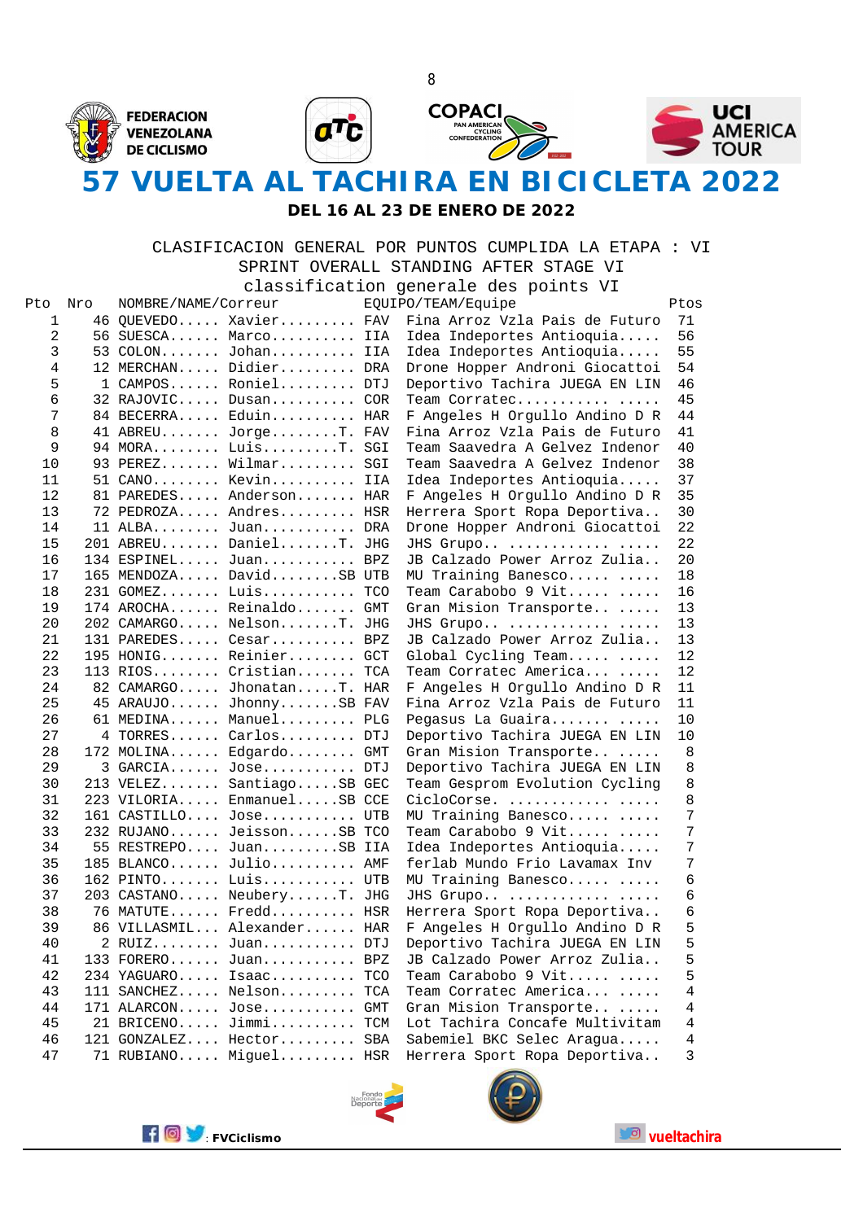FEDERACION VENEZOLANA DE CICLISMO

# 57 VUELTA AL TACHIRA EN BICICLETA 2022

**DEL 16 AL 23 DE ENERO DE 2022**

## CLASIFICACION GENERAL POR PUNTOS CUMPLIDA LA ETAPA : VI
## SPRINT OVERALL STANDING AFTER STAGE VI
## classification generale des points VI

| Pto | Nro | NOMBRE/NAME/Correur | | EQUIPO/TEAM/Equipe | Ptos |
|---|---|---|---|---|---|
| 1 | 46 | QUEVEDO..... Xavier......... | FAV | Fina Arroz Vzla Pais de Futuro | 71 |
| 2 | 56 | SUESCA...... Marco.......... | IIA | Idea Indeportes Antioquia..... | 56 |
| 3 | 53 | COLON....... Johan.......... | IIA | Idea Indeportes Antioquia..... | 55 |
| 4 | 12 | MERCHAN..... Didier......... | DRA | Drone Hopper Androni Giocattoi | 54 |
| 5 | 1 | CAMPOS...... Roniel......... | DTJ | Deportivo Tachira JUEGA EN LIN | 46 |
| 6 | 32 | RAJOVIC..... Dusan.......... | COR | Team Corratec........... ..... | 45 |
| 7 | 84 | BECERRA..... Eduin.......... | HAR | F Angeles H Orgullo Andino D R | 44 |
| 8 | 41 | ABREU....... Jorge........T. | FAV | Fina Arroz Vzla Pais de Futuro | 41 |
| 9 | 94 | MORA........ Luis.........T. | SGI | Team Saavedra A Gelvez Indenor | 40 |
| 10 | 93 | PEREZ....... Wilmar......... | SGI | Team Saavedra A Gelvez Indenor | 38 |
| 11 | 51 | CANO........ Kevin.......... | IIA | Idea Indeportes Antioquia..... | 37 |
| 12 | 81 | PAREDES..... Anderson....... | HAR | F Angeles H Orgullo Andino D R | 35 |
| 13 | 72 | PEDROZA..... Andres......... | HSR | Herrera Sport Ropa Deportiva.. | 30 |
| 14 | 11 | ALBA........ Juan........... | DRA | Drone Hopper Androni Giocattoi | 22 |
| 15 | 201 | ABREU....... Daniel.......T. | JHG | JHS Grupo.. ............ ..... | 22 |
| 16 | 134 | ESPINEL..... Juan........... | BPZ | JB Calzado Power Arroz Zulia.. | 20 |
| 17 | 165 | MENDOZA..... David........SB | UTB | MU Training Banesco..... ..... | 18 |
| 18 | 231 | GOMEZ....... Luis........... | TCO | Team Carabobo 9 Vit..... ..... | 16 |
| 19 | 174 | AROCHA...... Reinaldo....... | GMT | Gran Mision Transporte.. ..... | 13 |
| 20 | 202 | CAMARGO..... Nelson.......T. | JHG | JHS Grupo.. ............ ..... | 13 |
| 21 | 131 | PAREDES..... Cesar.......... | BPZ | JB Calzado Power Arroz Zulia.. | 13 |
| 22 | 195 | HONIG....... Reinier........ | GCT | Global Cycling Team..... ..... | 12 |
| 23 | 113 | RIOS........ Cristian....... | TCA | Team Corratec America... ..... | 12 |
| 24 | 82 | CAMARGO..... Jhonatan.....T. | HAR | F Angeles H Orgullo Andino D R | 11 |
| 25 | 45 | ARAUJO...... Jhonny.......SB | FAV | Fina Arroz Vzla Pais de Futuro | 11 |
| 26 | 61 | MEDINA...... Manuel......... | PLG | Pegasus La Guaira....... ..... | 10 |
| 27 | 4 | TORRES...... Carlos......... | DTJ | Deportivo Tachira JUEGA EN LIN | 10 |
| 28 | 172 | MOLINA...... Edgardo........ | GMT | Gran Mision Transporte.. ..... | 8 |
| 29 | 3 | GARCIA...... Jose........... | DTJ | Deportivo Tachira JUEGA EN LIN | 8 |
| 30 | 213 | VELEZ....... Santiago.....SB | GEC | Team Gesprom Evolution Cycling | 8 |
| 31 | 223 | VILORIA..... Enmanuel.....SB | CCE | CicloCorse. ............ ..... | 8 |
| 32 | 161 | CASTILLO.... Jose........... | UTB | MU Training Banesco..... ..... | 7 |
| 33 | 232 | RUJANO...... Jeisson......SB | TCO | Team Carabobo 9 Vit..... ..... | 7 |
| 34 | 55 | RESTREPO.... Juan.........SB | IIA | Idea Indeportes Antioquia..... | 7 |
| 35 | 185 | BLANCO...... Julio.......... | AMF | ferlab Mundo Frio Lavamax Inv | 7 |
| 36 | 162 | PINTO....... Luis........... | UTB | MU Training Banesco..... ..... | 6 |
| 37 | 203 | CASTANO..... Neubery......T. | JHG | JHS Grupo.. ............ ..... | 6 |
| 38 | 76 | MATUTE...... Fredd.......... | HSR | Herrera Sport Ropa Deportiva.. | 6 |
| 39 | 86 | VILLASMIL... Alexander...... | HAR | F Angeles H Orgullo Andino D R | 5 |
| 40 | 2 | RUIZ........ Juan........... | DTJ | Deportivo Tachira JUEGA EN LIN | 5 |
| 41 | 133 | FORERO...... Juan........... | BPZ | JB Calzado Power Arroz Zulia.. | 5 |
| 42 | 234 | YAGUARO..... Isaac.......... | TCO | Team Carabobo 9 Vit..... ..... | 5 |
| 43 | 111 | SANCHEZ..... Nelson......... | TCA | Team Corratec America... ..... | 4 |
| 44 | 171 | ALARCON..... Jose........... | GMT | Gran Mision Transporte.. ..... | 4 |
| 45 | 21 | BRICENO..... Jimmi.......... | TCM | Lot Tachira Concafe Multivitam | 4 |
| 46 | 121 | GONZALEZ.... Hector......... | SBA | Sabemiel BKC Selec Aragua..... | 4 |
| 47 | 71 | RUBIANO..... Miguel......... | HSR | Herrera Sport Ropa Deportiva.. | 3 |

: FVCiclismo

vueltachira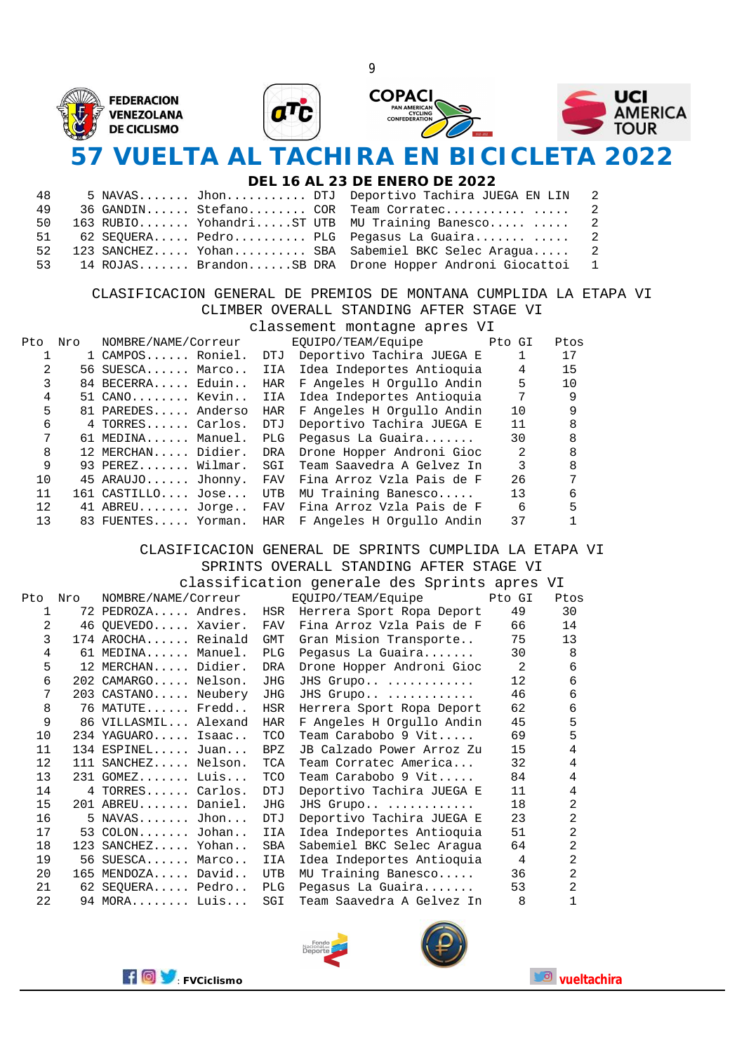# 57 VUELTA AL TACHIRA EN BICICLETA 2022

**DEL 16 AL 23 DE ENERO DE 2022**

| | | | | | | |
|---|---|---|---|---|---|---|
| 48 | 5 | NAVAS....... | Jhon.......... | DTJ | Deportivo Tachira JUEGA EN LIN | 2 |
| 49 | 36 | GANDIN...... | Stefano........ | COR | Team Corratec........... ..... | 2 |
| 50 | 163 | RUBIO....... | Yohandri.....ST | UTB | MU Training Banesco..... ..... | 2 |
| 51 | 62 | SEQUERA..... | Pedro.......... | PLG | Pegasus La Guaira....... ..... | 2 |
| 52 | 123 | SANCHEZ..... | Yohan.......... | SBA | Sabemiel BKC Selec Aragua..... | 2 |
| 53 | 14 | ROJAS....... | Brandon......SB | DRA | Drone Hopper Androni Giocattoi | 1 |

## CLASIFICACION GENERAL DE PREMIOS DE MONTANA CUMPLIDA LA ETAPA VI
## CLIMBER OVERALL STANDING AFTER STAGE VI
## classement montagne apres VI

| Pto | Nro | NOMBRE/NAME/Correur | | | EQUIPO/TEAM/Equipe | Pto GI | Ptos |
|---|---|---|---|---|---|---|---|
| 1 | 1 | CAMPOS...... | Roniel. | DTJ | Deportivo Tachira JUEGA E | 1 | 17 |
| 2 | 56 | SUESCA...... | Marco.. | IIA | Idea Indeportes Antioquia | 4 | 15 |
| 3 | 84 | BECERRA..... | Eduin.. | HAR | F Angeles H Orgullo Andin | 5 | 10 |
| 4 | 51 | CANO........ | Kevin.. | IIA | Idea Indeportes Antioquia | 7 | 9 |
| 5 | 81 | PAREDES..... | Anderso | HAR | F Angeles H Orgullo Andin | 10 | 9 |
| 6 | 4 | TORRES...... | Carlos. | DTJ | Deportivo Tachira JUEGA E | 11 | 8 |
| 7 | 61 | MEDINA...... | Manuel. | PLG | Pegasus La Guaira....... | 30 | 8 |
| 8 | 12 | MERCHAN..... | Didier. | DRA | Drone Hopper Androni Gioc | 2 | 8 |
| 9 | 93 | PEREZ....... | Wilmar. | SGI | Team Saavedra A Gelvez In | 3 | 8 |
| 10 | 45 | ARAUJO...... | Jhonny. | FAV | Fina Arroz Vzla Pais de F | 26 | 7 |
| 11 | 161 | CASTILLO.... | Jose... | UTB | MU Training Banesco..... | 13 | 6 |
| 12 | 41 | ABREU....... | Jorge.. | FAV | Fina Arroz Vzla Pais de F | 6 | 5 |
| 13 | 83 | FUENTES..... | Yorman. | HAR | F Angeles H Orgullo Andin | 37 | 1 |

## CLASIFICACION GENERAL DE SPRINTS CUMPLIDA LA ETAPA VI
## SPRINTS OVERALL STANDING AFTER STAGE VI
## classification generale des Sprints apres VI

| Pto | Nro | NOMBRE/NAME/Correur | | | EQUIPO/TEAM/Equipe | Pto GI | Ptos |
|---|---|---|---|---|---|---|---|
| 1 | 72 | PEDROZA..... | Andres. | HSR | Herrera Sport Ropa Deport | 49 | 30 |
| 2 | 46 | QUEVEDO..... | Xavier. | FAV | Fina Arroz Vzla Pais de F | 66 | 14 |
| 3 | 174 | AROCHA...... | Reinald | GMT | Gran Mision Transporte.. | 75 | 13 |
| 4 | 61 | MEDINA...... | Manuel. | PLG | Pegasus La Guaira....... | 30 | 8 |
| 5 | 12 | MERCHAN..... | Didier. | DRA | Drone Hopper Androni Gioc | 2 | 6 |
| 6 | 202 | CAMARGO..... | Nelson. | JHG | JHS Grupo.. ........... | 12 | 6 |
| 7 | 203 | CASTANO..... | Neubery | JHG | JHS Grupo.. ........... | 46 | 6 |
| 8 | 76 | MATUTE...... | Fredd.. | HSR | Herrera Sport Ropa Deport | 62 | 6 |
| 9 | 86 | VILLASMIL... | Alexand | HAR | F Angeles H Orgullo Andin | 45 | 5 |
| 10 | 234 | YAGUARO..... | Isaac.. | TCO | Team Carabobo 9 Vit..... | 69 | 5 |
| 11 | 134 | ESPINEL..... | Juan... | BPZ | JB Calzado Power Arroz Zu | 15 | 4 |
| 12 | 111 | SANCHEZ..... | Nelson. | TCA | Team Corratec America... | 32 | 4 |
| 13 | 231 | GOMEZ....... | Luis... | TCO | Team Carabobo 9 Vit..... | 84 | 4 |
| 14 | 4 | TORRES...... | Carlos. | DTJ | Deportivo Tachira JUEGA E | 11 | 4 |
| 15 | 201 | ABREU....... | Daniel. | JHG | JHS Grupo.. ........... | 18 | 2 |
| 16 | 5 | NAVAS....... | Jhon... | DTJ | Deportivo Tachira JUEGA E | 23 | 2 |
| 17 | 53 | COLON....... | Johan.. | IIA | Idea Indeportes Antioquia | 51 | 2 |
| 18 | 123 | SANCHEZ..... | Yohan.. | SBA | Sabemiel BKC Selec Aragua | 64 | 2 |
| 19 | 56 | SUESCA...... | Marco.. | IIA | Idea Indeportes Antioquia | 4 | 2 |
| 20 | 165 | MENDOZA..... | David.. | UTB | MU Training Banesco..... | 36 | 2 |
| 21 | 62 | SEQUERA..... | Pedro.. | PLG | Pegasus La Guaira....... | 53 | 2 |
| 22 | 94 | MORA........ | Luis... | SGI | Team Saavedra A Gelvez In | 8 | 1 |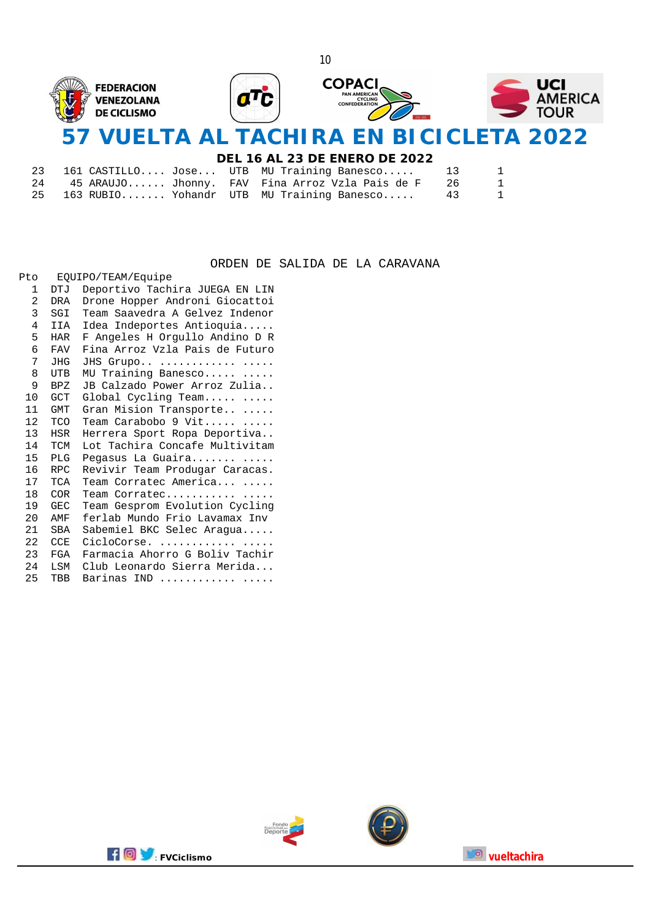| 23 | 161 CASTILLO.... Jose... | UTB | MU Training Banesco..... | 13 | 1 |
|---|---|---|---|---|---|
| 24 | 45 ARAUJO...... Jhonny. | FAV | Fina Arroz Vzla Pais de F | 26 | 1 |
| 25 | 163 RUBIO....... Yohandr | UTB | MU Training Banesco..... | 43 | 1 |

## ORDEN DE SALIDA DE LA CARAVANA

| Pto | | EQUIPO/TEAM/Equipe |
|---|---|---|
| 1 | DTJ | Deportivo Tachira JUEGA EN LIN |
| 2 | DRA | Drone Hopper Androni Giocattoi |
| 3 | SGI | Team Saavedra A Gelvez Indenor |
| 4 | IIA | Idea Indeportes Antioquia..... |
| 5 | HAR | F Angeles H Orgullo Andino D R |
| 6 | FAV | Fina Arroz Vzla Pais de Futuro |
| 7 | JHG | JHS Grupo.. ............ ..... |
| 8 | UTB | MU Training Banesco..... ..... |
| 9 | BPZ | JB Calzado Power Arroz Zulia.. |
| 10 | GCT | Global Cycling Team..... ..... |
| 11 | GMT | Gran Mision Transporte.. ..... |
| 12 | TCO | Team Carabobo 9 Vit..... ..... |
| 13 | HSR | Herrera Sport Ropa Deportiva.. |
| 14 | TCM | Lot Tachira Concafe Multivitam |
| 15 | PLG | Pegasus La Guaira....... ..... |
| 16 | RPC | Revivir Team Produgar Caracas. |
| 17 | TCA | Team Corratec America... ..... |
| 18 | COR | Team Corratec........... ..... |
| 19 | GEC | Team Gesprom Evolution Cycling |
| 20 | AMF | ferlab Mundo Frio Lavamax Inv |
| 21 | SBA | Sabemiel BKC Selec Aragua..... |
| 22 | CCE | CicloCorse. ............ ..... |
| 23 | FGA | Farmacia Ahorro G Boliv Tachir |
| 24 | LSM | Club Leonardo Sierra Merida... |
| 25 | TBB | Barinas IND ............ ..... |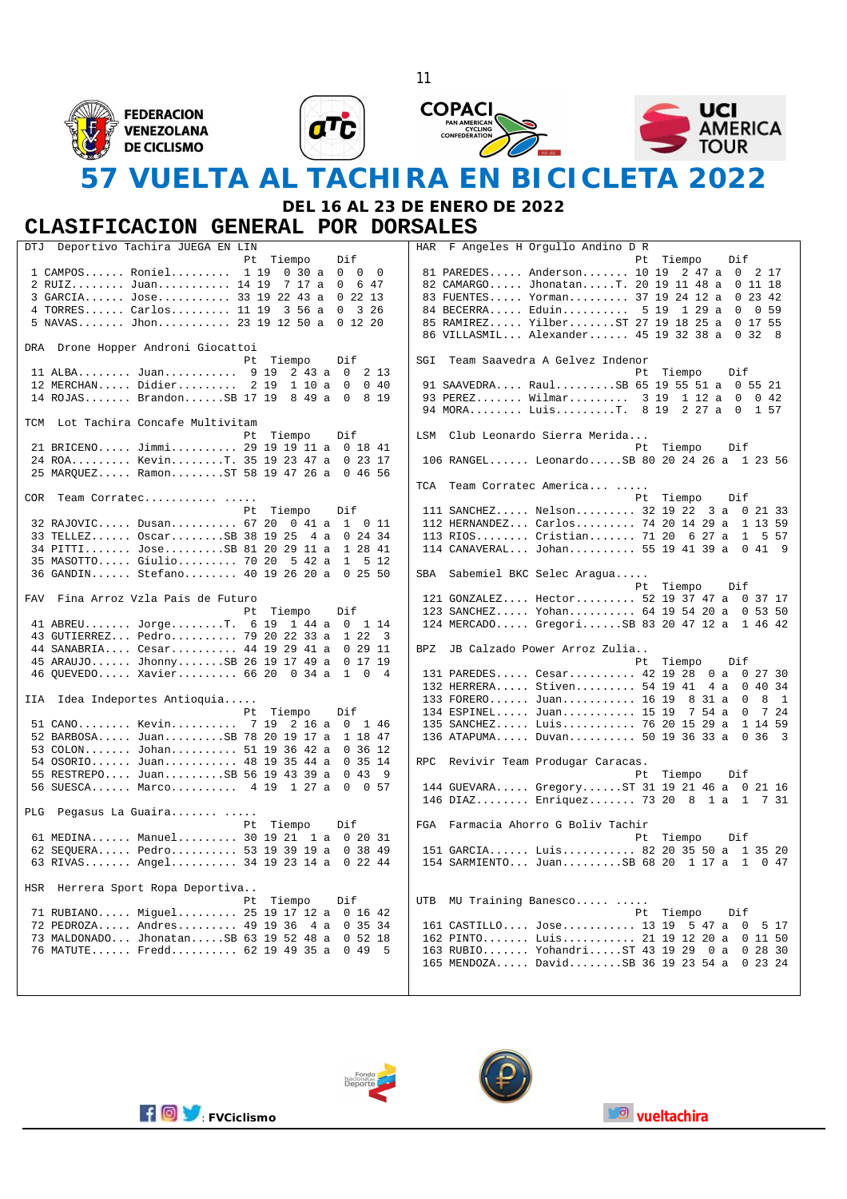# 57 VUELTA AL TACHIRA EN BICICLETA 2022

**DEL 16 AL 23 DE ENERO DE 2022**

## CLASIFICACION GENERAL POR DORSALES

```
DTJ  Deportivo Tachira JUEGA EN LIN
                               Pt  Tiempo     Dif
  1 CAMPOS...... Roniel.........  1 19  0 30 a  0  0  0
  2 RUIZ........ Juan........... 14 19  7 17 a  0  6 47
  3 GARCIA...... Jose........... 33 19 22 43 a  0 22 13
  4 TORRES...... Carlos......... 11 19  3 56 a  0  3 26
  5 NAVAS....... Jhon........... 23 19 12 50 a  0 12 20

DRA  Drone Hopper Androni Giocattoi
                               Pt  Tiempo     Dif
 11 ALBA........ Juan...........  9 19  2 43 a  0  2 13
 12 MERCHAN..... Didier.........  2 19  1 10 a  0  0 40
 14 ROJAS....... Brandon......SB 17 19  8 49 a  0  8 19

TCM  Lot Tachira Concafe Multivitam
                               Pt  Tiempo     Dif
 21 BRICENO..... Jimmi.......... 29 19 19 11 a  0 18 41
 24 ROA......... Kevin........T. 35 19 23 47 a  0 23 17
 25 MARQUEZ..... Ramon........ST 58 19 47 26 a  0 46 56

COR  Team Corratec........... .....
                               Pt  Tiempo     Dif
 32 RAJOVIC..... Dusan.......... 67 20  0 41 a  1  0 11
 33 TELLEZ...... Oscar........SB 38 19 25  4 a  0 24 34
 34 PITTI....... Jose.........SB 81 20 29 11 a  1 28 41
 35 MASOTTO..... Giulio......... 70 20  5 42 a  1  5 12
 36 GANDIN...... Stefano........ 40 19 26 20 a  0 25 50

FAV  Fina Arroz Vzla Pais de Futuro
                               Pt  Tiempo     Dif
 41 ABREU....... Jorge........T.  6 19  1 44 a  0  1 14
 43 GUTIERREZ... Pedro.......... 79 20 22 33 a  1 22  3
 44 SANABRIA.... Cesar.......... 44 19 29 41 a  0 29 11
 45 ARAUJO...... Jhonny.......SB 26 19 17 49 a  0 17 19
 46 QUEVEDO..... Xavier......... 66 20  0 34 a  1  0  4

IIA  Idea Indeportes Antioquia.....
                               Pt  Tiempo     Dif
 51 CANO........ Kevin..........  7 19  2 16 a  0  1 46
 52 BARBOSA..... Juan.........SB 78 20 19 17 a  1 18 47
 53 COLON....... Johan.......... 51 19 36 42 a  0 36 12
 54 OSORIO...... Juan........... 48 19 35 44 a  0 35 14
 55 RESTREPO.... Juan.........SB 56 19 43 39 a  0 43  9
 56 SUESCA...... Marco..........  4 19  1 27 a  0  0 57

PLG  Pegasus La Guaira....... .....
                               Pt  Tiempo     Dif
 61 MEDINA...... Manuel......... 30 19 21  1 a  0 20 31
 62 SEQUERA..... Pedro.......... 53 19 39 19 a  0 38 49
 63 RIVAS....... Angel.......... 34 19 23 14 a  0 22 44

HSR  Herrera Sport Ropa Deportiva..
                               Pt  Tiempo     Dif
 71 RUBIANO..... Miguel......... 25 19 17 12 a  0 16 42
 72 PEDROZA..... Andres......... 49 19 36  4 a  0 35 34
 73 MALDONADO... Jhonatan.....SB 63 19 52 48 a  0 52 18
 76 MATUTE...... Fredd.......... 62 19 49 35 a  0 49  5

HAR  F Angeles H Orgullo Andino D R
                               Pt  Tiempo     Dif
 81 PAREDES..... Anderson....... 10 19  2 47 a  0  2 17
 82 CAMARGO..... Jhonatan.....T. 20 19 11 48 a  0 11 18
 83 FUENTES..... Yorman......... 37 19 24 12 a  0 23 42
 84 BECERRA..... Eduin..........  5 19  1 29 a  0  0 59
 85 RAMIREZ..... Yilber.......ST 27 19 18 25 a  0 17 55
 86 VILLASMIL... Alexander...... 45 19 32 38 a  0 32  8

SGI  Team Saavedra A Gelvez Indenor
                               Pt  Tiempo     Dif
 91 SAAVEDRA.... Raul.........SB 65 19 55 51 a  0 55 21
 93 PEREZ....... Wilmar.........  3 19  1 12 a  0  0 42
 94 MORA........ Luis.........T.  8 19  2 27 a  0  1 57

LSM  Club Leonardo Sierra Merida...
                               Pt  Tiempo     Dif
106 RANGEL...... Leonardo.....SB 80 20 24 26 a  1 23 56

TCA  Team Corratec America... .....
                               Pt  Tiempo     Dif
111 SANCHEZ..... Nelson......... 32 19 22  3 a  0 21 33
112 HERNANDEZ... Carlos......... 74 20 14 29 a  1 13 59
113 RIOS........ Cristian....... 71 20  6 27 a  1  5 57
114 CANAVERAL... Johan.......... 55 19 41 39 a  0 41  9

SBA  Sabemiel BKC Selec Aragua.....
                               Pt  Tiempo     Dif
121 GONZALEZ.... Hector......... 52 19 37 47 a  0 37 17
123 SANCHEZ..... Yohan.......... 64 19 54 20 a  0 53 50
124 MERCADO..... Gregori......SB 83 20 47 12 a  1 46 42

BPZ  JB Calzado Power Arroz Zulia..
                               Pt  Tiempo     Dif
131 PAREDES..... Cesar.......... 42 19 28  0 a  0 27 30
132 HERRERA..... Stiven......... 54 19 41  4 a  0 40 34
133 FORERO...... Juan........... 16 19  8 31 a  0  8  1
134 ESPINEL..... Juan........... 15 19  7 54 a  0  7 24
135 SANCHEZ..... Luis........... 76 20 15 29 a  1 14 59
136 ATAPUMA..... Duvan.......... 50 19 36 33 a  0 36  3

RPC  Revivir Team Produgar Caracas.
                               Pt  Tiempo     Dif
144 GUEVARA..... Gregory......ST 31 19 21 46 a  0 21 16
146 DIAZ........ Enriquez....... 73 20  8  1 a  1  7 31

FGA  Farmacia Ahorro G Boliv Tachir
                               Pt  Tiempo     Dif
151 GARCIA...... Luis........... 82 20 35 50 a  1 35 20
154 SARMIENTO... Juan.........SB 68 20  1 17 a  1  0 47

UTB  MU Training Banesco..... .....
                               Pt  Tiempo     Dif
161 CASTILLO.... Jose........... 13 19  5 47 a  0  5 17
162 PINTO....... Luis........... 21 19 12 20 a  0 11 50
163 RUBIO....... Yohandri.....ST 43 19 29  0 a  0 28 30
165 MENDOZA..... David........SB 36 19 23 54 a  0 23 24
```

: FVCiclismo

vueltachira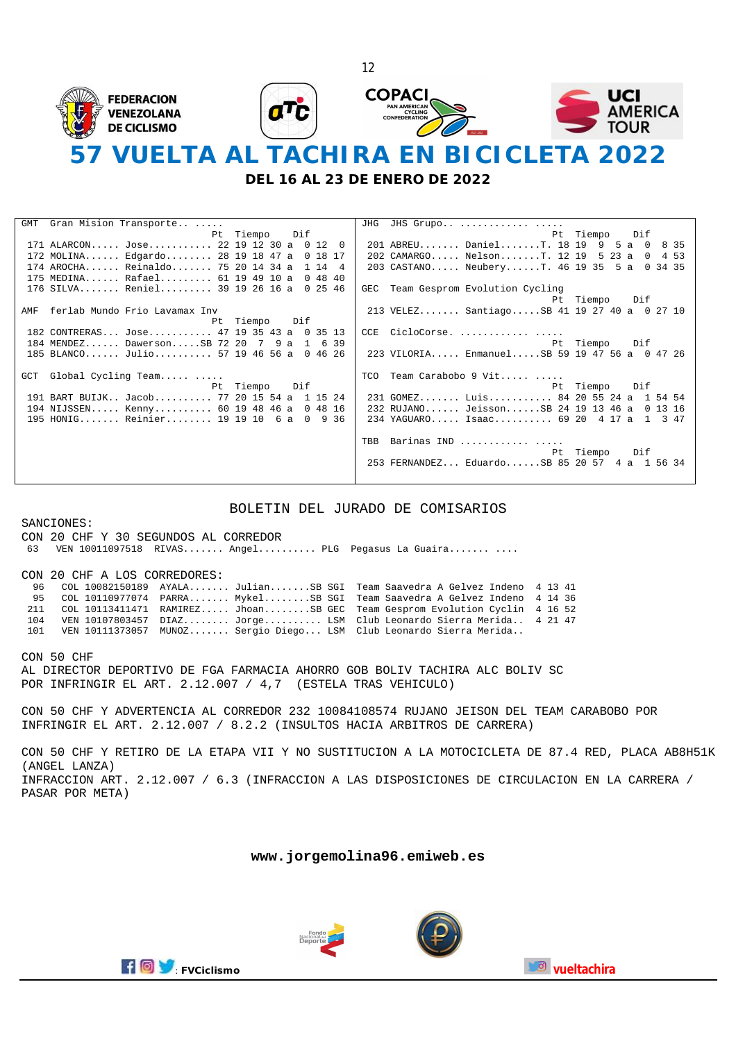# 57 VUELTA AL TACHIRA EN BICICLETA 2022

**DEL 16 AL 23 DE ENERO DE 2022**

GMT Gran Mision Transporte.. .....

| | | | Pt | Tiempo | Dif |
|---|---|---|---|---|---|
| 171 | ALARCON..... | Jose........... | 22 | 19 12 30 a | 0 12 0 |
| 172 | MOLINA...... | Edgardo........ | 28 | 19 18 47 a | 0 18 17 |
| 174 | AROCHA...... | Reinaldo....... | 75 | 20 14 34 a | 1 14 4 |
| 175 | MEDINA...... | Rafael......... | 61 | 19 49 10 a | 0 48 40 |
| 176 | SILVA....... | Reniel......... | 39 | 19 26 16 a | 0 25 46 |

AMF ferlab Mundo Frio Lavamax Inv

| | | | Pt | Tiempo | Dif |
|---|---|---|---|---|---|
| 182 | CONTRERAS... | Jose........... | 47 | 19 35 43 a | 0 35 13 |
| 184 | MENDEZ...... | Dawerson.....SB | 72 | 20 7 9 a | 1 6 39 |
| 185 | BLANCO...... | Julio.......... | 57 | 19 46 56 a | 0 46 26 |

GCT Global Cycling Team..... .....

| | | | Pt | Tiempo | Dif |
|---|---|---|---|---|---|
| 191 | BART BUIJK.. | Jacob.......... | 77 | 20 15 54 a | 1 15 24 |
| 194 | NIJSSEN..... | Kenny.......... | 60 | 19 48 46 a | 0 48 16 |
| 195 | HONIG....... | Reinier........ | 19 | 19 10 6 a | 0 9 36 |

JHG JHS Grupo.. ............ .....

| | | | Pt | Tiempo | Dif |
|---|---|---|---|---|---|
| 201 | ABREU....... | Daniel.......T. | 18 | 19 9 5 a | 0 8 35 |
| 202 | CAMARGO..... | Nelson.......T. | 12 | 19 5 23 a | 0 4 53 |
| 203 | CASTANO..... | Neubery......T. | 46 | 19 35 5 a | 0 34 35 |

GEC Team Gesprom Evolution Cycling

| | | | Pt | Tiempo | Dif |
|---|---|---|---|---|---|
| 213 | VELEZ....... | Santiago.....SB | 41 | 19 27 40 a | 0 27 10 |

CCE CicloCorse. ............ .....

| | | | Pt | Tiempo | Dif |
|---|---|---|---|---|---|
| 223 | VILORIA..... | Enmanuel.....SB | 59 | 19 47 56 a | 0 47 26 |

TCO Team Carabobo 9 Vit..... .....

| | | | Pt | Tiempo | Dif |
|---|---|---|---|---|---|
| 231 | GOMEZ....... | Luis........... | 84 | 20 55 24 a | 1 54 54 |
| 232 | RUJANO...... | Jeisson......SB | 24 | 19 13 46 a | 0 13 16 |
| 234 | YAGUARO..... | Isaac.......... | 69 | 20 4 17 a | 1 3 47 |

TBB Barinas IND ............ .....

| | | | Pt | Tiempo | Dif |
|---|---|---|---|---|---|
| 253 | FERNANDEZ... | Eduardo......SB | 85 | 20 57 4 a | 1 56 34 |

## BOLETIN DEL JURADO DE COMISARIOS

SANCIONES:

CON 20 CHF Y 30 SEGUNDOS AL CORREDOR

63 VEN 10011097518 RIVAS....... Angel.......... PLG Pegasus La Guaira....... ....

CON 20 CHF A LOS CORREDORES:

| | | | | | | | |
|---|---|---|---|---|---|---|---|
| 96 | COL | 10082150189 | AYALA....... | Julian.......SB | SGI | Team Saavedra A Gelvez Indeno | 4 13 41 |
| 95 | COL | 10110977074 | PARRA....... | Mykel........SB | SGI | Team Saavedra A Gelvez Indeno | 4 14 36 |
| 211 | COL | 10113411471 | RAMIREZ..... | Jhoan........SB | GEC | Team Gesprom Evolution Cyclin | 4 16 52 |
| 104 | VEN | 10107803457 | DIAZ........ | Jorge.......... | LSM | Club Leonardo Sierra Merida.. | 4 21 47 |
| 101 | VEN | 10111373057 | MUNOZ....... | Sergio Diego... | LSM | Club Leonardo Sierra Merida.. | |

CON 50 CHF
AL DIRECTOR DEPORTIVO DE FGA FARMACIA AHORRO GOB BOLIV TACHIRA ALC BOLIV SC
POR INFRINGIR EL ART. 2.12.007 / 4,7 (ESTELA TRAS VEHICULO)

CON 50 CHF Y ADVERTENCIA AL CORREDOR 232 10084108574 RUJANO JEISON DEL TEAM CARABOBO POR INFRINGIR EL ART. 2.12.007 / 8.2.2 (INSULTOS HACIA ARBITROS DE CARRERA)

CON 50 CHF Y RETIRO DE LA ETAPA VII Y NO SUSTITUCION A LA MOTOCICLETA DE 87.4 RED, PLACA AB8H51K (ANGEL LANZA)
INFRACCION ART. 2.12.007 / 6.3 (INFRACCION A LAS DISPOSICIONES DE CIRCULACION EN LA CARRERA / PASAR POR META)

**www.jorgemolina96.emiweb.es**